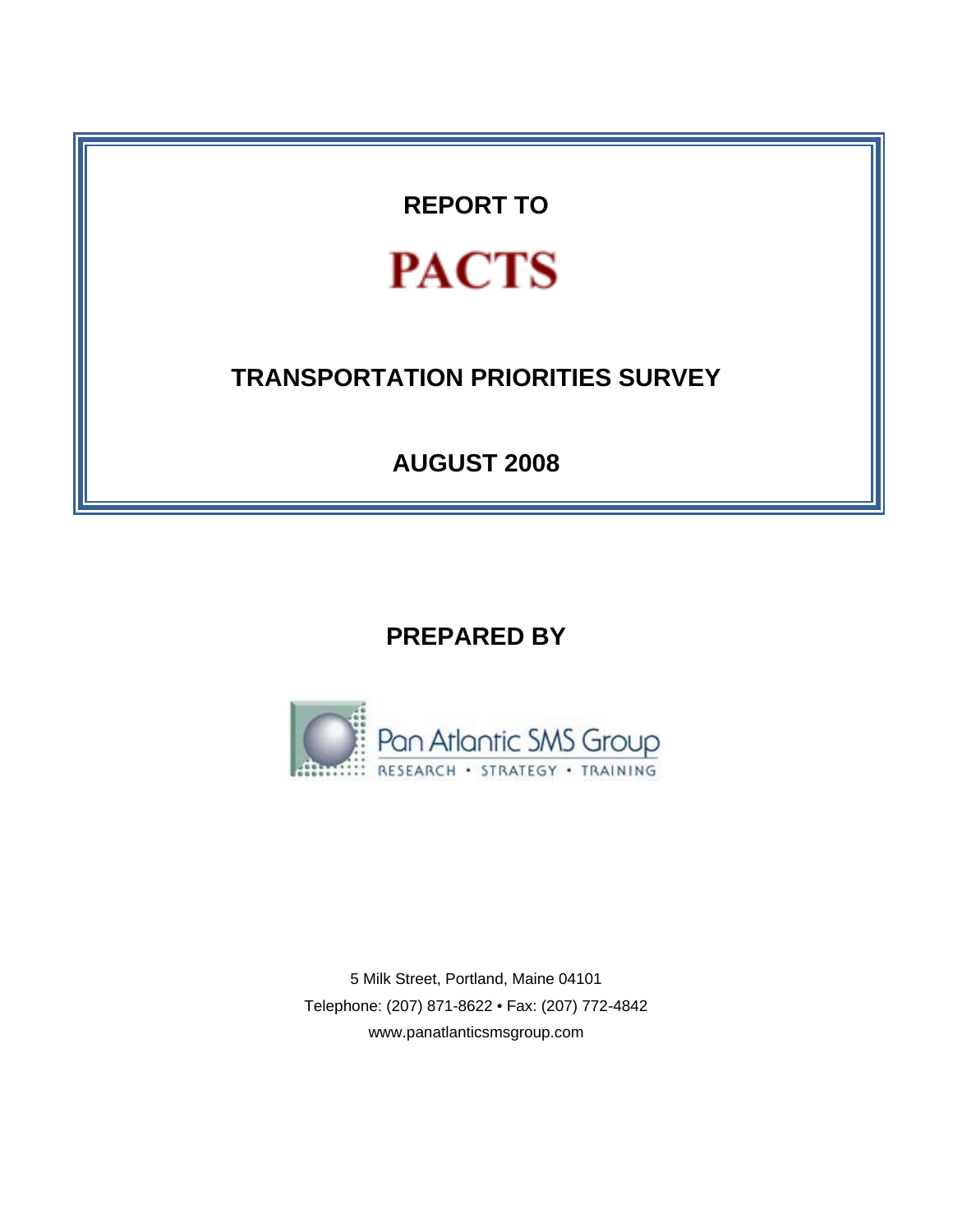**REPORT TO**

# PACTS

## TRANSPORTATION PRIORITIES SURVEY

**AUGUST 2008**

**PREPARED BY**

Pan Atlantic SMS Group

RESEARCH • STRATEGY • TRAINING

5 Milk Street, Portland, Maine 04101

Telephone: (207) 871-8622 • Fax: (207) 772-4842

www.panatlanticsmsgroup.com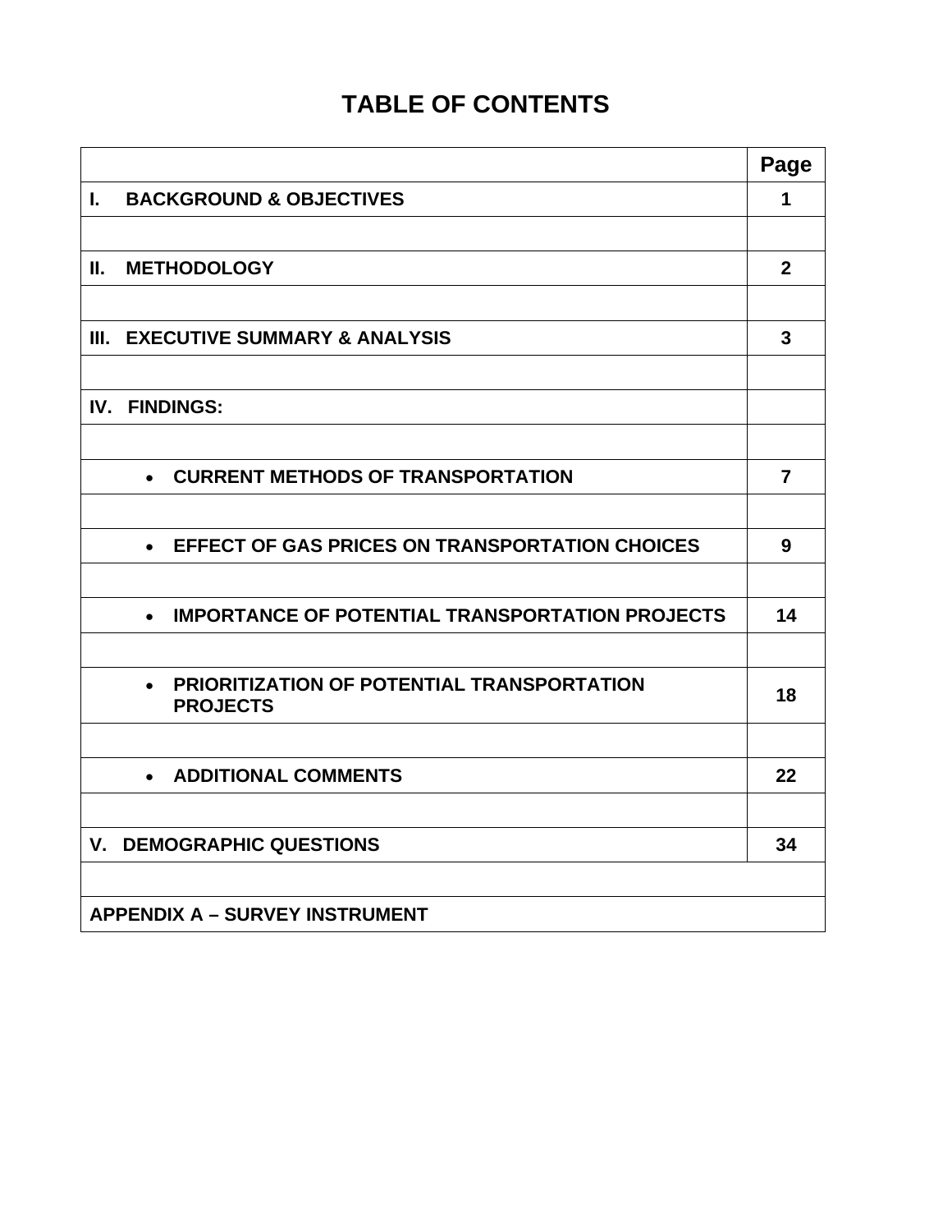# TABLE OF CONTENTS

| | Page |
|---|---|
| **I. BACKGROUND & OBJECTIVES** | **1** |
| | |
| **II. METHODOLOGY** | **2** |
| | |
| **III. EXECUTIVE SUMMARY & ANALYSIS** | **3** |
| | |
| **IV. FINDINGS:** | |
| | |
| • **CURRENT METHODS OF TRANSPORTATION** | **7** |
| | |
| • **EFFECT OF GAS PRICES ON TRANSPORTATION CHOICES** | **9** |
| | |
| • **IMPORTANCE OF POTENTIAL TRANSPORTATION PROJECTS** | **14** |
| | |
| • **PRIORITIZATION OF POTENTIAL TRANSPORTATION PROJECTS** | **18** |
| | |
| • **ADDITIONAL COMMENTS** | **22** |
| | |
| **V. DEMOGRAPHIC QUESTIONS** | **34** |
| | |
| **APPENDIX A – SURVEY INSTRUMENT** | |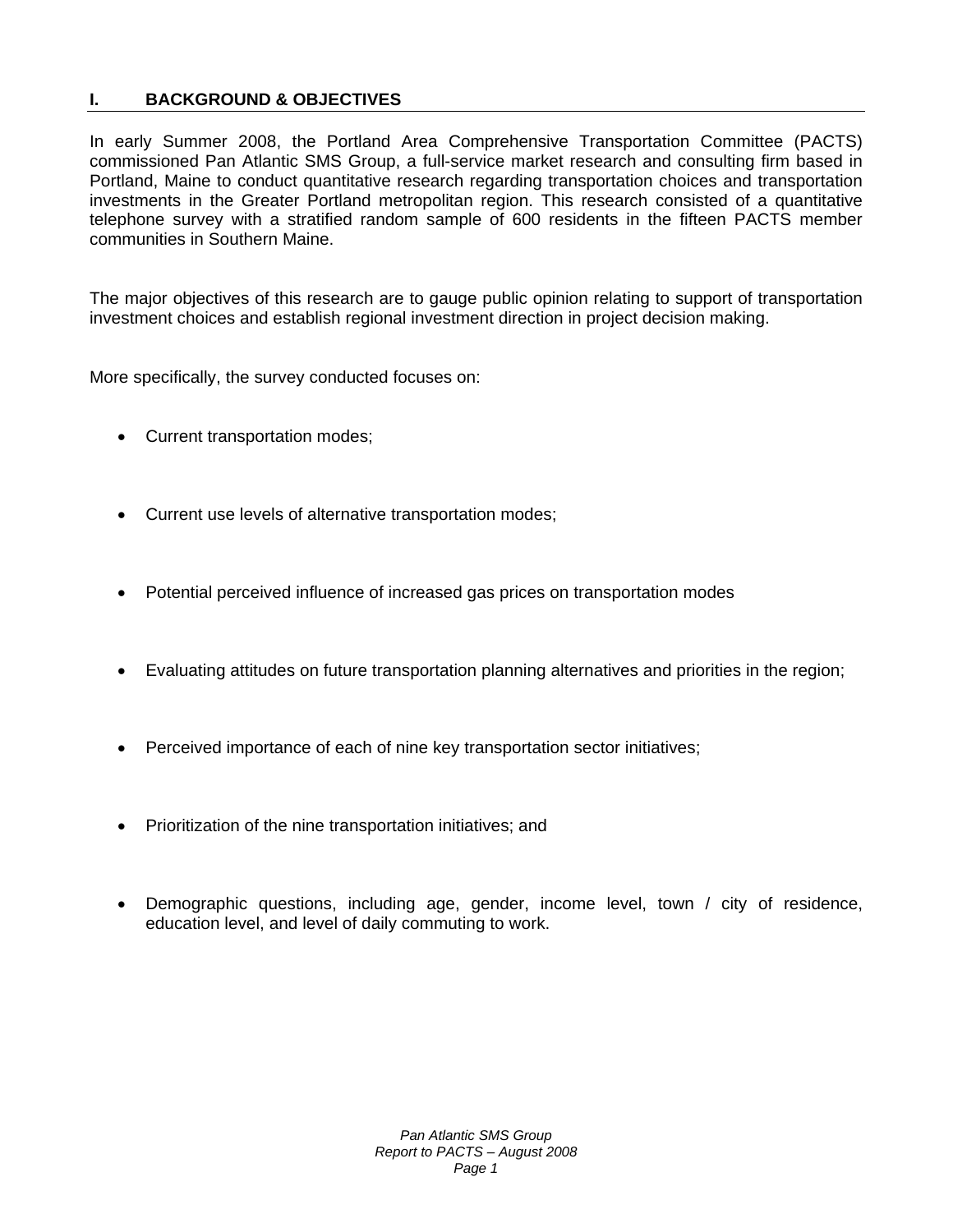## I. BACKGROUND & OBJECTIVES

In early Summer 2008, the Portland Area Comprehensive Transportation Committee (PACTS) commissioned Pan Atlantic SMS Group, a full-service market research and consulting firm based in Portland, Maine to conduct quantitative research regarding transportation choices and transportation investments in the Greater Portland metropolitan region. This research consisted of a quantitative telephone survey with a stratified random sample of 600 residents in the fifteen PACTS member communities in Southern Maine.

The major objectives of this research are to gauge public opinion relating to support of transportation investment choices and establish regional investment direction in project decision making.

More specifically, the survey conducted focuses on:

- Current transportation modes;
- Current use levels of alternative transportation modes;
- Potential perceived influence of increased gas prices on transportation modes
- Evaluating attitudes on future transportation planning alternatives and priorities in the region;
- Perceived importance of each of nine key transportation sector initiatives;
- Prioritization of the nine transportation initiatives; and
- Demographic questions, including age, gender, income level, town / city of residence, education level, and level of daily commuting to work.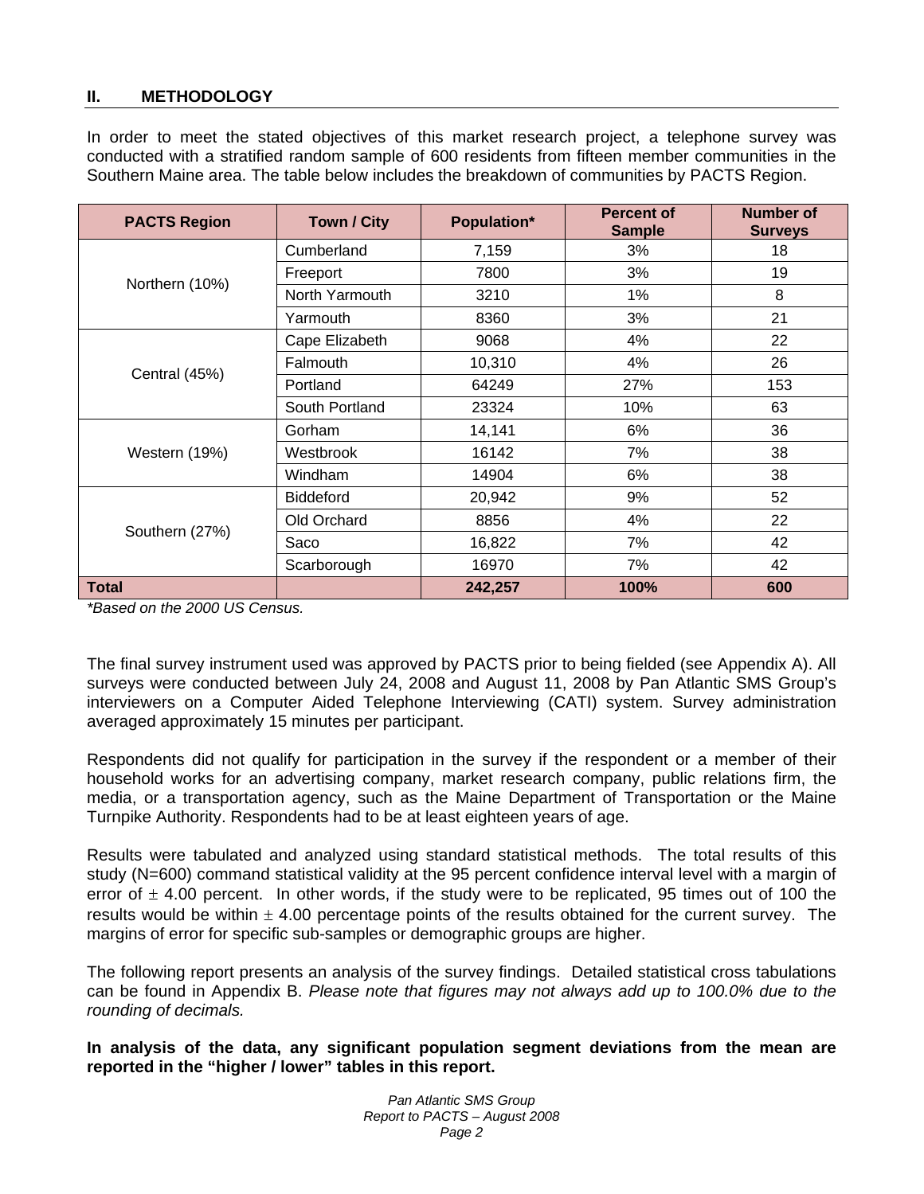## II. METHODOLOGY

In order to meet the stated objectives of this market research project, a telephone survey was conducted with a stratified random sample of 600 residents from fifteen member communities in the Southern Maine area. The table below includes the breakdown of communities by PACTS Region.

| PACTS Region | Town / City | Population* | Percent of Sample | Number of Surveys |
|---|---|---|---|---|
| Northern (10%) | Cumberland | 7,159 | 3% | 18 |
| | Freeport | 7800 | 3% | 19 |
| | North Yarmouth | 3210 | 1% | 8 |
| | Yarmouth | 8360 | 3% | 21 |
| Central (45%) | Cape Elizabeth | 9068 | 4% | 22 |
| | Falmouth | 10,310 | 4% | 26 |
| | Portland | 64249 | 27% | 153 |
| | South Portland | 23324 | 10% | 63 |
| Western (19%) | Gorham | 14,141 | 6% | 36 |
| | Westbrook | 16142 | 7% | 38 |
| | Windham | 14904 | 6% | 38 |
| Southern (27%) | Biddeford | 20,942 | 9% | 52 |
| | Old Orchard | 8856 | 4% | 22 |
| | Saco | 16,822 | 7% | 42 |
| | Scarborough | 16970 | 7% | 42 |
| **Total** | | **242,257** | **100%** | **600** |

*\*Based on the 2000 US Census.*

The final survey instrument used was approved by PACTS prior to being fielded (see Appendix A). All surveys were conducted between July 24, 2008 and August 11, 2008 by Pan Atlantic SMS Group's interviewers on a Computer Aided Telephone Interviewing (CATI) system. Survey administration averaged approximately 15 minutes per participant.

Respondents did not qualify for participation in the survey if the respondent or a member of their household works for an advertising company, market research company, public relations firm, the media, or a transportation agency, such as the Maine Department of Transportation or the Maine Turnpike Authority. Respondents had to be at least eighteen years of age.

Results were tabulated and analyzed using standard statistical methods. The total results of this study (N=600) command statistical validity at the 95 percent confidence interval level with a margin of error of $\pm$ 4.00 percent. In other words, if the study were to be replicated, 95 times out of 100 the results would be within $\pm$ 4.00 percentage points of the results obtained for the current survey. The margins of error for specific sub-samples or demographic groups are higher.

The following report presents an analysis of the survey findings. Detailed statistical cross tabulations can be found in Appendix B. *Please note that figures may not always add up to 100.0% due to the rounding of decimals.*

**In analysis of the data, any significant population segment deviations from the mean are reported in the "higher / lower" tables in this report.**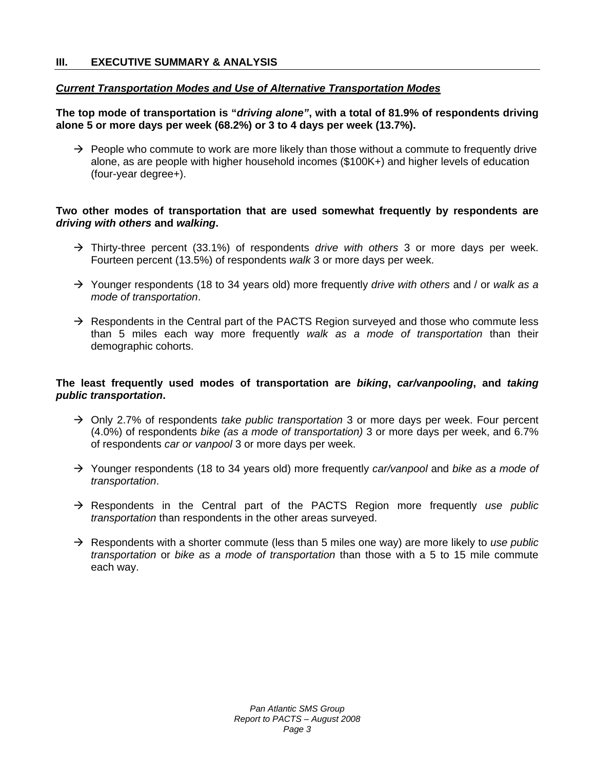## III. EXECUTIVE SUMMARY & ANALYSIS

***Current Transportation Modes and Use of Alternative Transportation Modes***

**The top mode of transportation is "*driving alone"*, with a total of 81.9% of respondents driving alone 5 or more days per week (68.2%) or 3 to 4 days per week (13.7%).**

→ People who commute to work are more likely than those without a commute to frequently drive alone, as are people with higher household incomes ($100K+) and higher levels of education (four-year degree+).

**Two other modes of transportation that are used somewhat frequently by respondents are *driving with others* and *walking*.**

→ Thirty-three percent (33.1%) of respondents *drive with others* 3 or more days per week. Fourteen percent (13.5%) of respondents *walk* 3 or more days per week.

→ Younger respondents (18 to 34 years old) more frequently *drive with others* and / or *walk as a mode of transportation*.

→ Respondents in the Central part of the PACTS Region surveyed and those who commute less than 5 miles each way more frequently *walk as a mode of transportation* than their demographic cohorts.

**The least frequently used modes of transportation are *biking*, *car/vanpooling*, and *taking public transportation*.**

→ Only 2.7% of respondents *take public transportation* 3 or more days per week. Four percent (4.0%) of respondents *bike (as a mode of transportation)* 3 or more days per week, and 6.7% of respondents *car or vanpool* 3 or more days per week.

→ Younger respondents (18 to 34 years old) more frequently *car/vanpool* and *bike as a mode of transportation*.

→ Respondents in the Central part of the PACTS Region more frequently *use public transportation* than respondents in the other areas surveyed.

→ Respondents with a shorter commute (less than 5 miles one way) are more likely to *use public transportation* or *bike as a mode of transportation* than those with a 5 to 15 mile commute each way.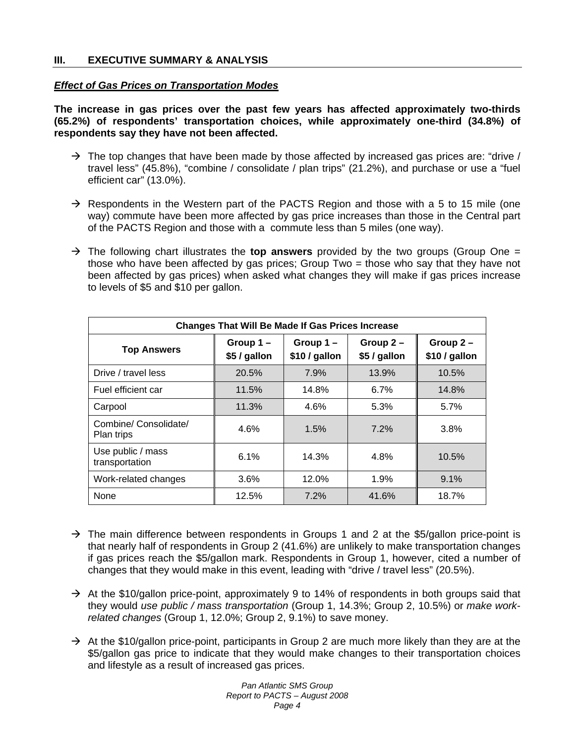## III. EXECUTIVE SUMMARY & ANALYSIS

### ***Effect of Gas Prices on Transportation Modes***

**The increase in gas prices over the past few years has affected approximately two-thirds (65.2%) of respondents' transportation choices, while approximately one-third (34.8%) of respondents say they have not been affected.**

- → The top changes that have been made by those affected by increased gas prices are: "drive / travel less" (45.8%), "combine / consolidate / plan trips" (21.2%), and purchase or use a "fuel efficient car" (13.0%).

- → Respondents in the Western part of the PACTS Region and those with a 5 to 15 mile (one way) commute have been more affected by gas price increases than those in the Central part of the PACTS Region and those with a commute less than 5 miles (one way).

- → The following chart illustrates the **top answers** provided by the two groups (Group One = those who have been affected by gas prices; Group Two = those who say that they have not been affected by gas prices) when asked what changes they will make if gas prices increase to levels of $5 and $10 per gallon.

| Changes That Will Be Made If Gas Prices Increase | | | | |
|---|---|---|---|---|
| **Top Answers** | **Group 1 – $5 / gallon** | **Group 1 – $10 / gallon** | **Group 2 – $5 / gallon** | **Group 2 – $10 / gallon** |
| Drive / travel less | 20.5% | 7.9% | 13.9% | 10.5% |
| Fuel efficient car | 11.5% | 14.8% | 6.7% | 14.8% |
| Carpool | 11.3% | 4.6% | 5.3% | 5.7% |
| Combine/ Consolidate/ Plan trips | 4.6% | 1.5% | 7.2% | 3.8% |
| Use public / mass transportation | 6.1% | 14.3% | 4.8% | 10.5% |
| Work-related changes | 3.6% | 12.0% | 1.9% | 9.1% |
| None | 12.5% | 7.2% | 41.6% | 18.7% |

- → The main difference between respondents in Groups 1 and 2 at the $5/gallon price-point is that nearly half of respondents in Group 2 (41.6%) are unlikely to make transportation changes if gas prices reach the $5/gallon mark. Respondents in Group 1, however, cited a number of changes that they would make in this event, leading with "drive / travel less" (20.5%).

- → At the $10/gallon price-point, approximately 9 to 14% of respondents in both groups said that they would *use public / mass transportation* (Group 1, 14.3%; Group 2, 10.5%) or *make work-related changes* (Group 1, 12.0%; Group 2, 9.1%) to save money.

- → At the $10/gallon price-point, participants in Group 2 are much more likely than they are at the $5/gallon gas price to indicate that they would make changes to their transportation choices and lifestyle as a result of increased gas prices.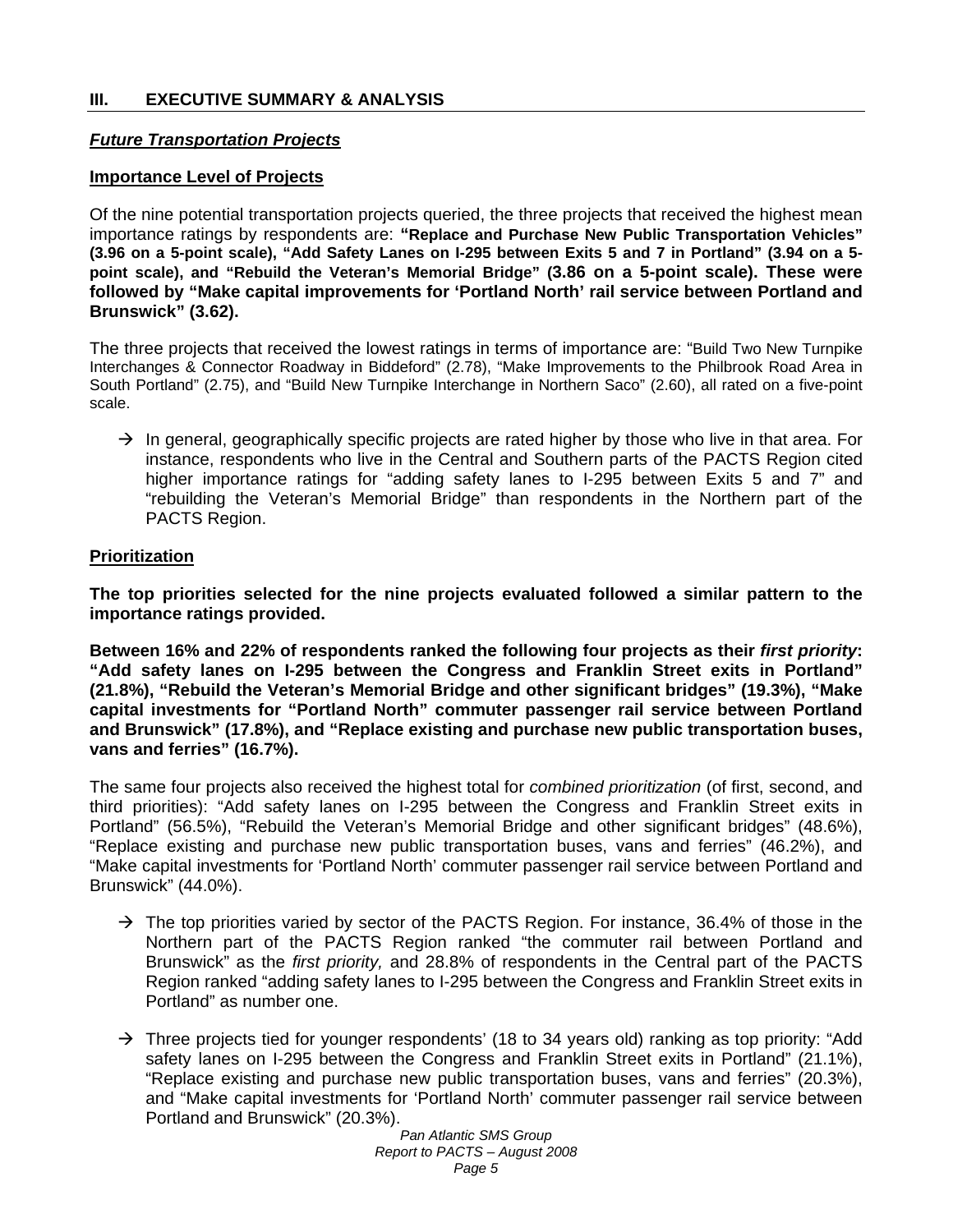## III. EXECUTIVE SUMMARY & ANALYSIS

### *Future Transportation Projects*

#### Importance Level of Projects

Of the nine potential transportation projects queried, the three projects that received the highest mean importance ratings by respondents are: **"Replace and Purchase New Public Transportation Vehicles" (3.96 on a 5-point scale), "Add Safety Lanes on I-295 between Exits 5 and 7 in Portland" (3.94 on a 5-point scale), and "Rebuild the Veteran's Memorial Bridge" (3.86 on a 5-point scale). These were followed by "Make capital improvements for 'Portland North' rail service between Portland and Brunswick" (3.62).**

The three projects that received the lowest ratings in terms of importance are: "Build Two New Turnpike Interchanges & Connector Roadway in Biddeford" (2.78), "Make Improvements to the Philbrook Road Area in South Portland" (2.75), and "Build New Turnpike Interchange in Northern Saco" (2.60), all rated on a five-point scale.

- → In general, geographically specific projects are rated higher by those who live in that area. For instance, respondents who live in the Central and Southern parts of the PACTS Region cited higher importance ratings for "adding safety lanes to I-295 between Exits 5 and 7" and "rebuilding the Veteran's Memorial Bridge" than respondents in the Northern part of the PACTS Region.

#### Prioritization

**The top priorities selected for the nine projects evaluated followed a similar pattern to the importance ratings provided.**

**Between 16% and 22% of respondents ranked the following four projects as their *first priority*: "Add safety lanes on I-295 between the Congress and Franklin Street exits in Portland" (21.8%), "Rebuild the Veteran's Memorial Bridge and other significant bridges" (19.3%), "Make capital investments for "Portland North" commuter passenger rail service between Portland and Brunswick" (17.8%), and "Replace existing and purchase new public transportation buses, vans and ferries" (16.7%).**

The same four projects also received the highest total for *combined prioritization* (of first, second, and third priorities): "Add safety lanes on I-295 between the Congress and Franklin Street exits in Portland" (56.5%), "Rebuild the Veteran's Memorial Bridge and other significant bridges" (48.6%), "Replace existing and purchase new public transportation buses, vans and ferries" (46.2%), and "Make capital investments for 'Portland North' commuter passenger rail service between Portland and Brunswick" (44.0%).

- → The top priorities varied by sector of the PACTS Region. For instance, 36.4% of those in the Northern part of the PACTS Region ranked "the commuter rail between Portland and Brunswick" as the *first priority,* and 28.8% of respondents in the Central part of the PACTS Region ranked "adding safety lanes to I-295 between the Congress and Franklin Street exits in Portland" as number one.

- → Three projects tied for younger respondents' (18 to 34 years old) ranking as top priority: "Add safety lanes on I-295 between the Congress and Franklin Street exits in Portland" (21.1%), "Replace existing and purchase new public transportation buses, vans and ferries" (20.3%), and "Make capital investments for 'Portland North' commuter passenger rail service between Portland and Brunswick" (20.3%).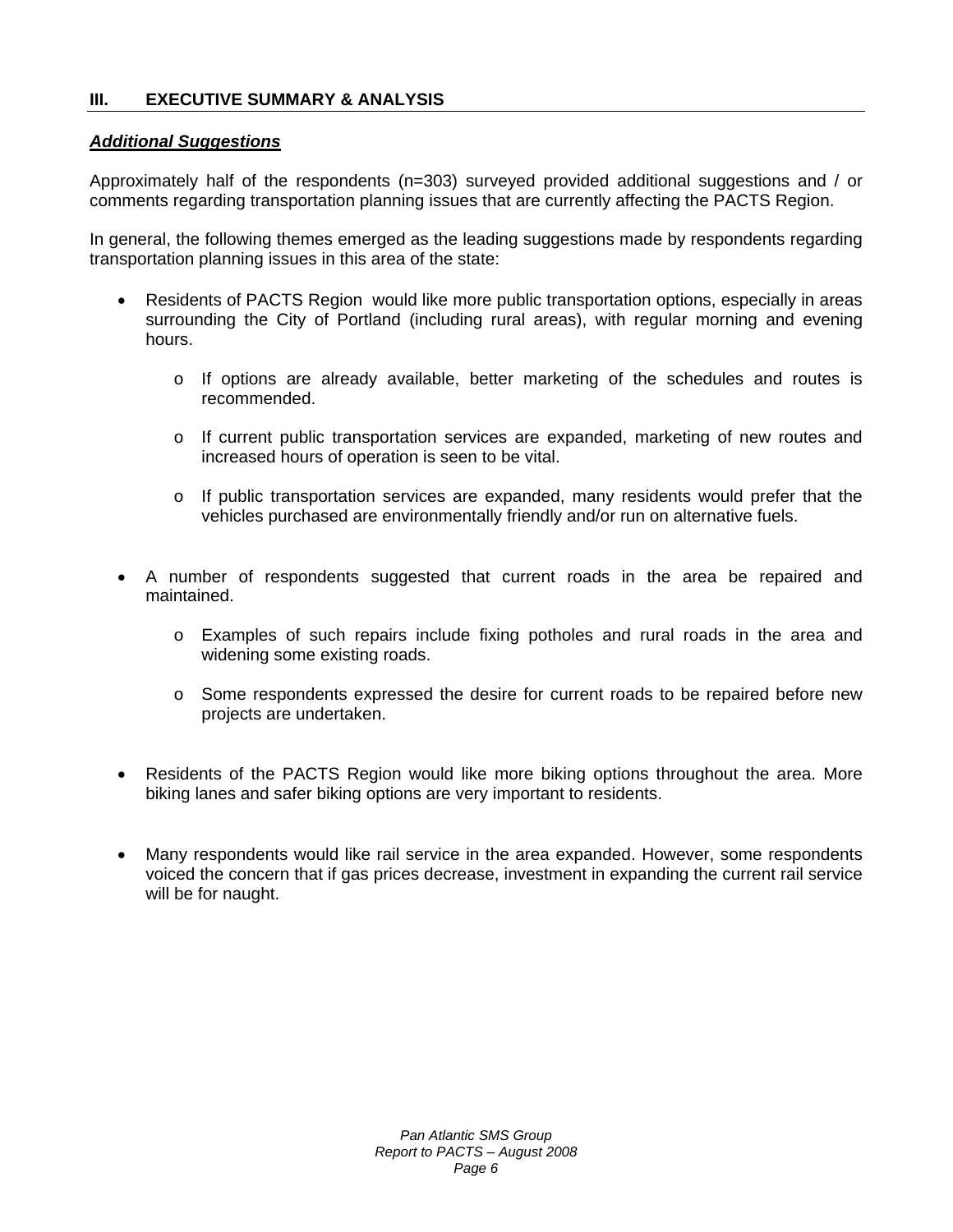## III. EXECUTIVE SUMMARY & ANALYSIS

***Additional Suggestions***

Approximately half of the respondents (n=303) surveyed provided additional suggestions and / or comments regarding transportation planning issues that are currently affecting the PACTS Region.

In general, the following themes emerged as the leading suggestions made by respondents regarding transportation planning issues in this area of the state:

- Residents of PACTS Region would like more public transportation options, especially in areas surrounding the City of Portland (including rural areas), with regular morning and evening hours.
  - If options are already available, better marketing of the schedules and routes is recommended.
  - If current public transportation services are expanded, marketing of new routes and increased hours of operation is seen to be vital.
  - If public transportation services are expanded, many residents would prefer that the vehicles purchased are environmentally friendly and/or run on alternative fuels.

- A number of respondents suggested that current roads in the area be repaired and maintained.
  - Examples of such repairs include fixing potholes and rural roads in the area and widening some existing roads.
  - Some respondents expressed the desire for current roads to be repaired before new projects are undertaken.

- Residents of the PACTS Region would like more biking options throughout the area. More biking lanes and safer biking options are very important to residents.

- Many respondents would like rail service in the area expanded. However, some respondents voiced the concern that if gas prices decrease, investment in expanding the current rail service will be for naught.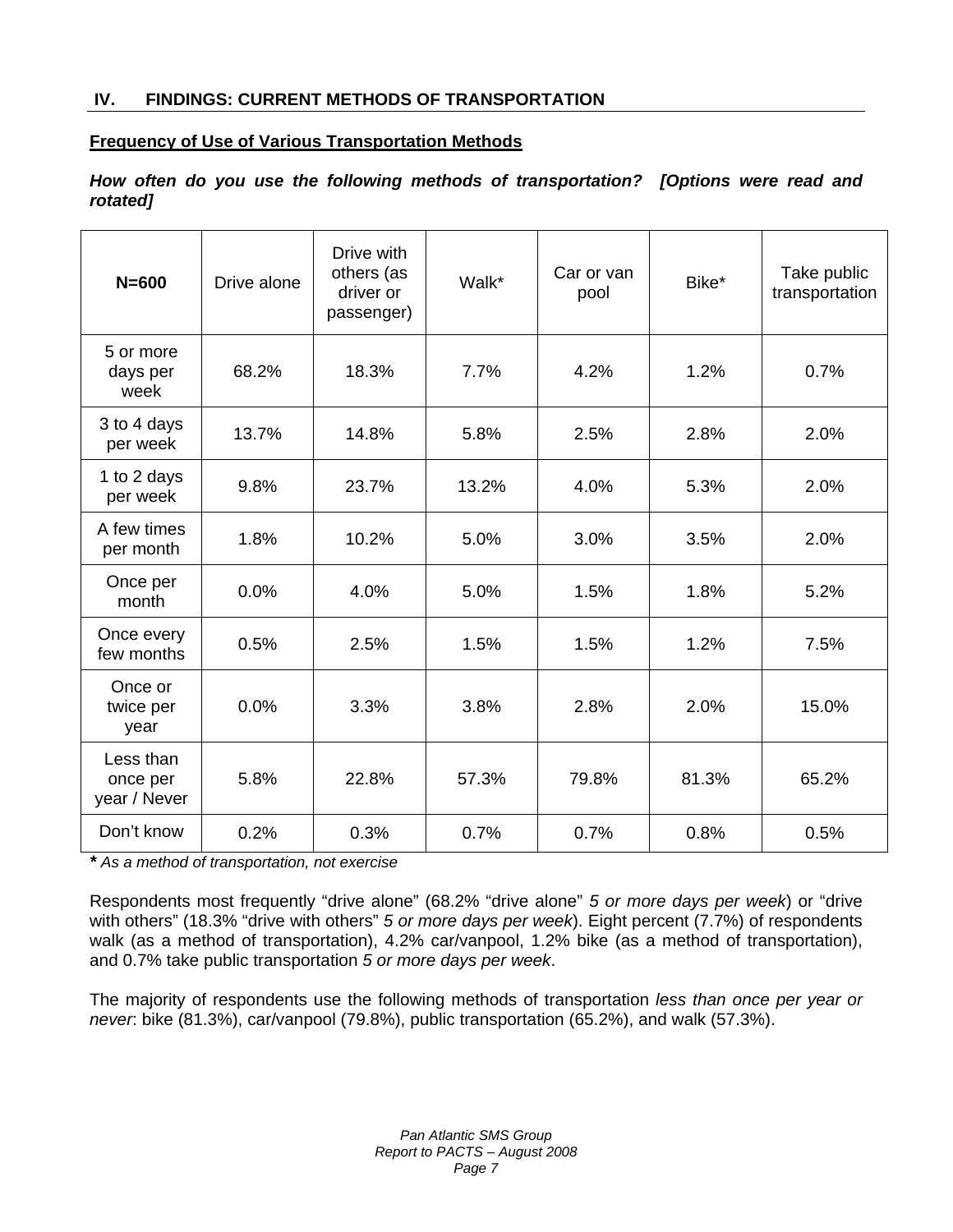## IV. FINDINGS: CURRENT METHODS OF TRANSPORTATION

### Frequency of Use of Various Transportation Methods

***How often do you use the following methods of transportation? [Options were read and rotated]***

| **N=600** | Drive alone | Drive with others (as driver or passenger) | Walk* | Car or van pool | Bike* | Take public transportation |
|---|---|---|---|---|---|---|
| 5 or more days per week | 68.2% | 18.3% | 7.7% | 4.2% | 1.2% | 0.7% |
| 3 to 4 days per week | 13.7% | 14.8% | 5.8% | 2.5% | 2.8% | 2.0% |
| 1 to 2 days per week | 9.8% | 23.7% | 13.2% | 4.0% | 5.3% | 2.0% |
| A few times per month | 1.8% | 10.2% | 5.0% | 3.0% | 3.5% | 2.0% |
| Once per month | 0.0% | 4.0% | 5.0% | 1.5% | 1.8% | 5.2% |
| Once every few months | 0.5% | 2.5% | 1.5% | 1.5% | 1.2% | 7.5% |
| Once or twice per year | 0.0% | 3.3% | 3.8% | 2.8% | 2.0% | 15.0% |
| Less than once per year / Never | 5.8% | 22.8% | 57.3% | 79.8% | 81.3% | 65.2% |
| Don't know | 0.2% | 0.3% | 0.7% | 0.7% | 0.8% | 0.5% |

**\*** *As a method of transportation, not exercise*

Respondents most frequently "drive alone" (68.2% "drive alone" *5 or more days per week*) or "drive with others" (18.3% "drive with others" *5 or more days per week*). Eight percent (7.7%) of respondents walk (as a method of transportation), 4.2% car/vanpool, 1.2% bike (as a method of transportation), and 0.7% take public transportation *5 or more days per week*.

The majority of respondents use the following methods of transportation *less than once per year or never*: bike (81.3%), car/vanpool (79.8%), public transportation (65.2%), and walk (57.3%).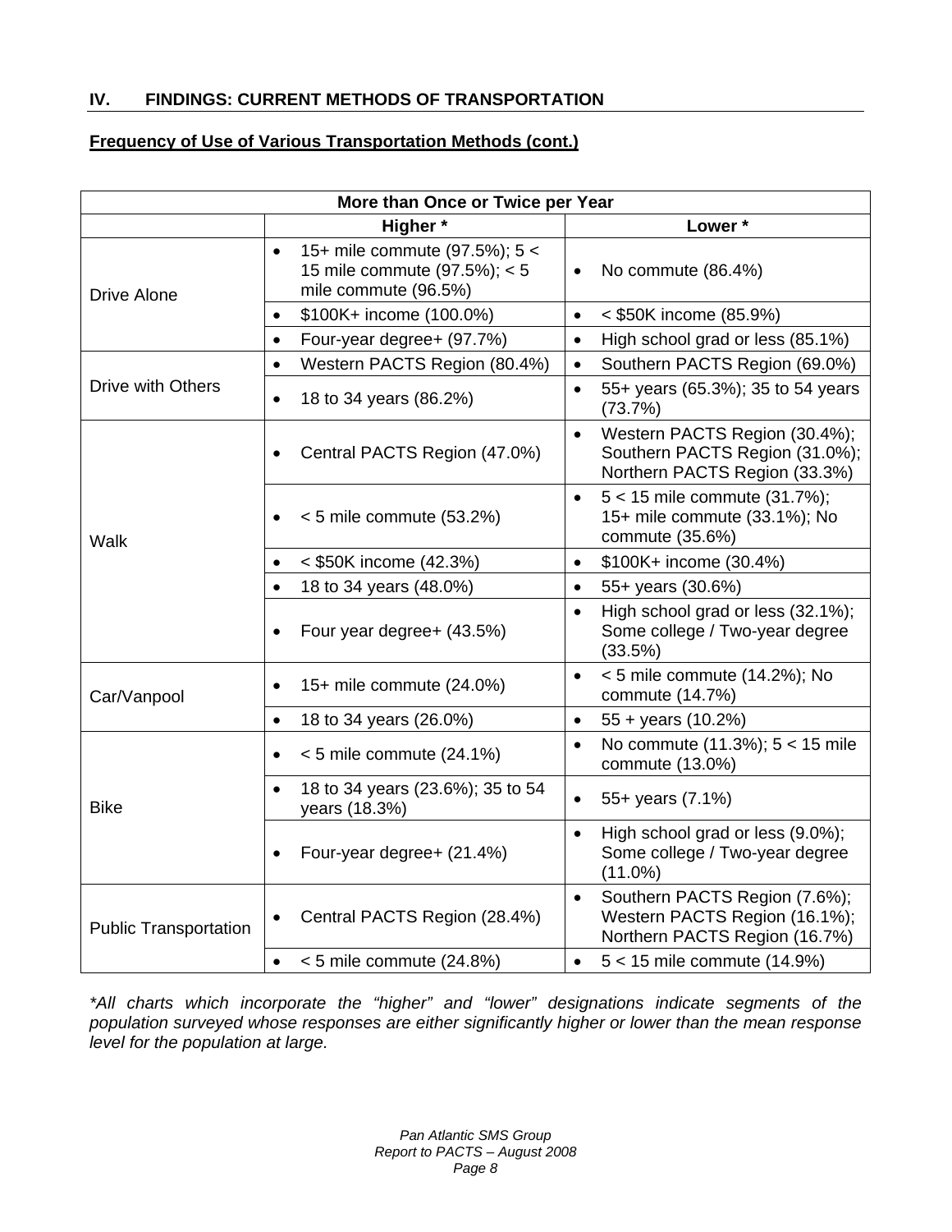## IV. FINDINGS: CURRENT METHODS OF TRANSPORTATION

### Frequency of Use of Various Transportation Methods (cont.)

| More than Once or Twice per Year | | |
|---|---|---|
| | **Higher *** | **Lower *** |
| Drive Alone | • 15+ mile commute (97.5%); 5 < 15 mile commute (97.5%); < 5 mile commute (96.5%) | • No commute (86.4%) |
| | • $100K+ income (100.0%) | • < $50K income (85.9%) |
| | • Four-year degree+ (97.7%) | • High school grad or less (85.1%) |
| Drive with Others | • Western PACTS Region (80.4%) | • Southern PACTS Region (69.0%) |
| | • 18 to 34 years (86.2%) | • 55+ years (65.3%); 35 to 54 years (73.7%) |
| Walk | • Central PACTS Region (47.0%) | • Western PACTS Region (30.4%); Southern PACTS Region (31.0%); Northern PACTS Region (33.3%) |
| | • < 5 mile commute (53.2%) | • 5 < 15 mile commute (31.7%); 15+ mile commute (33.1%); No commute (35.6%) |
| | • < $50K income (42.3%) | • $100K+ income (30.4%) |
| | • 18 to 34 years (48.0%) | • 55+ years (30.6%) |
| | • Four year degree+ (43.5%) | • High school grad or less (32.1%); Some college / Two-year degree (33.5%) |
| Car/Vanpool | • 15+ mile commute (24.0%) | • < 5 mile commute (14.2%); No commute (14.7%) |
| | • 18 to 34 years (26.0%) | • 55 + years (10.2%) |
| Bike | • < 5 mile commute (24.1%) | • No commute (11.3%); 5 < 15 mile commute (13.0%) |
| | • 18 to 34 years (23.6%); 35 to 54 years (18.3%) | • 55+ years (7.1%) |
| | • Four-year degree+ (21.4%) | • High school grad or less (9.0%); Some college / Two-year degree (11.0%) |
| Public Transportation | • Central PACTS Region (28.4%) | • Southern PACTS Region (7.6%); Western PACTS Region (16.1%); Northern PACTS Region (16.7%) |
| | • < 5 mile commute (24.8%) | • 5 < 15 mile commute (14.9%) |

*\*All charts which incorporate the "higher" and "lower" designations indicate segments of the population surveyed whose responses are either significantly higher or lower than the mean response level for the population at large.*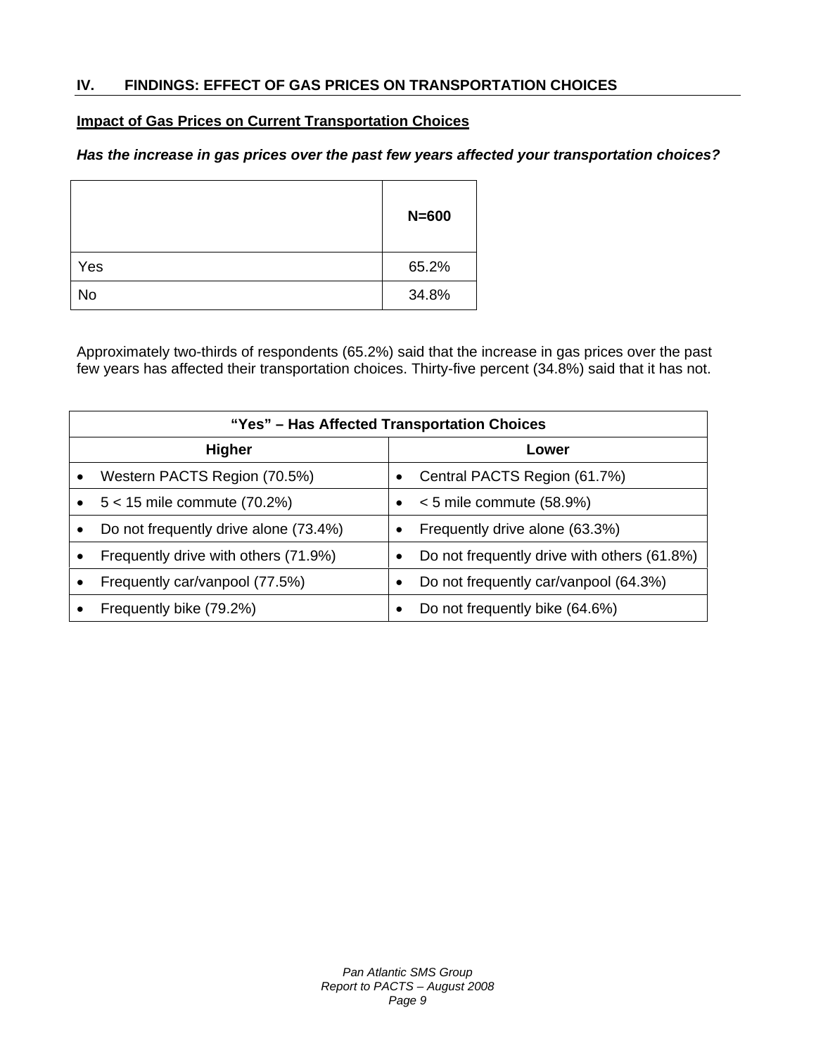## IV. FINDINGS: EFFECT OF GAS PRICES ON TRANSPORTATION CHOICES

### Impact of Gas Prices on Current Transportation Choices

***Has the increase in gas prices over the past few years affected your transportation choices?***

| | N=600 |
|---|---|
| Yes | 65.2% |
| No | 34.8% |

Approximately two-thirds of respondents (65.2%) said that the increase in gas prices over the past few years has affected their transportation choices. Thirty-five percent (34.8%) said that it has not.

| "Yes" – Has Affected Transportation Choices | |
|---|---|
| **Higher** | **Lower** |
| • Western PACTS Region (70.5%) | • Central PACTS Region (61.7%) |
| • 5 < 15 mile commute (70.2%) | • < 5 mile commute (58.9%) |
| • Do not frequently drive alone (73.4%) | • Frequently drive alone (63.3%) |
| • Frequently drive with others (71.9%) | • Do not frequently drive with others (61.8%) |
| • Frequently car/vanpool (77.5%) | • Do not frequently car/vanpool (64.3%) |
| • Frequently bike (79.2%) | • Do not frequently bike (64.6%) |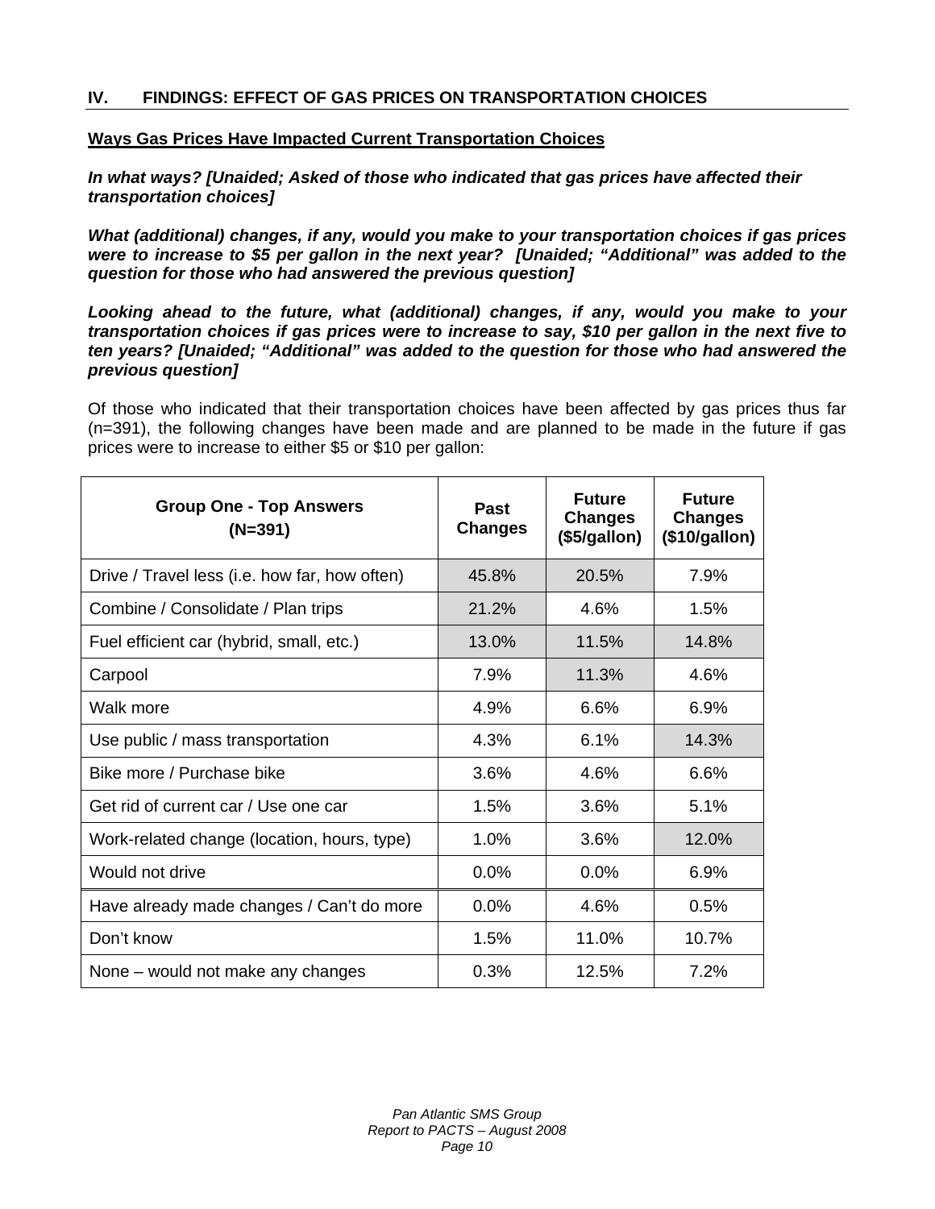## IV. FINDINGS: EFFECT OF GAS PRICES ON TRANSPORTATION CHOICES

### Ways Gas Prices Have Impacted Current Transportation Choices

***In what ways? [Unaided; Asked of those who indicated that gas prices have affected their transportation choices]***

***What (additional) changes, if any, would you make to your transportation choices if gas prices were to increase to $5 per gallon in the next year? [Unaided; "Additional" was added to the question for those who had answered the previous question]***

***Looking ahead to the future, what (additional) changes, if any, would you make to your transportation choices if gas prices were to increase to say, $10 per gallon in the next five to ten years? [Unaided; "Additional" was added to the question for those who had answered the previous question]***

Of those who indicated that their transportation choices have been affected by gas prices thus far (n=391), the following changes have been made and are planned to be made in the future if gas prices were to increase to either $5 or $10 per gallon:

| Group One - Top Answers (N=391) | Past Changes | Future Changes ($5/gallon) | Future Changes ($10/gallon) |
|---|---|---|---|
| Drive / Travel less (i.e. how far, how often) | 45.8% | 20.5% | 7.9% |
| Combine / Consolidate / Plan trips | 21.2% | 4.6% | 1.5% |
| Fuel efficient car (hybrid, small, etc.) | 13.0% | 11.5% | 14.8% |
| Carpool | 7.9% | 11.3% | 4.6% |
| Walk more | 4.9% | 6.6% | 6.9% |
| Use public / mass transportation | 4.3% | 6.1% | 14.3% |
| Bike more / Purchase bike | 3.6% | 4.6% | 6.6% |
| Get rid of current car / Use one car | 1.5% | 3.6% | 5.1% |
| Work-related change (location, hours, type) | 1.0% | 3.6% | 12.0% |
| Would not drive | 0.0% | 0.0% | 6.9% |
| Have already made changes / Can't do more | 0.0% | 4.6% | 0.5% |
| Don't know | 1.5% | 11.0% | 10.7% |
| None – would not make any changes | 0.3% | 12.5% | 7.2% |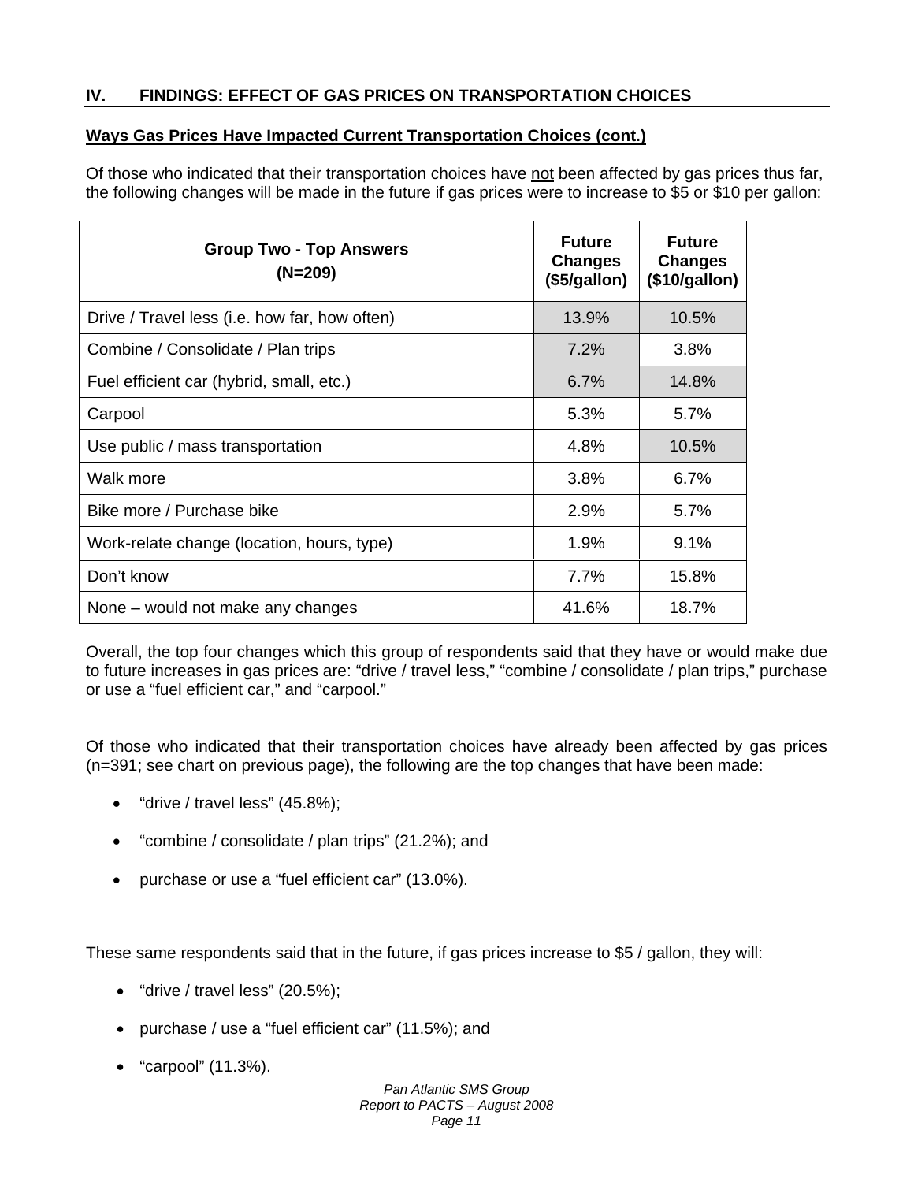## IV. FINDINGS: EFFECT OF GAS PRICES ON TRANSPORTATION CHOICES

### Ways Gas Prices Have Impacted Current Transportation Choices (cont.)

Of those who indicated that their transportation choices have not been affected by gas prices thus far, the following changes will be made in the future if gas prices were to increase to $5 or $10 per gallon:

| Group Two - Top Answers (N=209) | Future Changes ($5/gallon) | Future Changes ($10/gallon) |
|---|---|---|
| Drive / Travel less (i.e. how far, how often) | 13.9% | 10.5% |
| Combine / Consolidate / Plan trips | 7.2% | 3.8% |
| Fuel efficient car (hybrid, small, etc.) | 6.7% | 14.8% |
| Carpool | 5.3% | 5.7% |
| Use public / mass transportation | 4.8% | 10.5% |
| Walk more | 3.8% | 6.7% |
| Bike more / Purchase bike | 2.9% | 5.7% |
| Work-relate change (location, hours, type) | 1.9% | 9.1% |
| Don't know | 7.7% | 15.8% |
| None – would not make any changes | 41.6% | 18.7% |

Overall, the top four changes which this group of respondents said that they have or would make due to future increases in gas prices are: "drive / travel less," "combine / consolidate / plan trips," purchase or use a "fuel efficient car," and "carpool."

Of those who indicated that their transportation choices have already been affected by gas prices (n=391; see chart on previous page), the following are the top changes that have been made:

- "drive / travel less" (45.8%);
- "combine / consolidate / plan trips" (21.2%); and
- purchase or use a "fuel efficient car" (13.0%).

These same respondents said that in the future, if gas prices increase to $5 / gallon, they will:

- "drive / travel less" (20.5%);
- purchase / use a "fuel efficient car" (11.5%); and
- "carpool" (11.3%).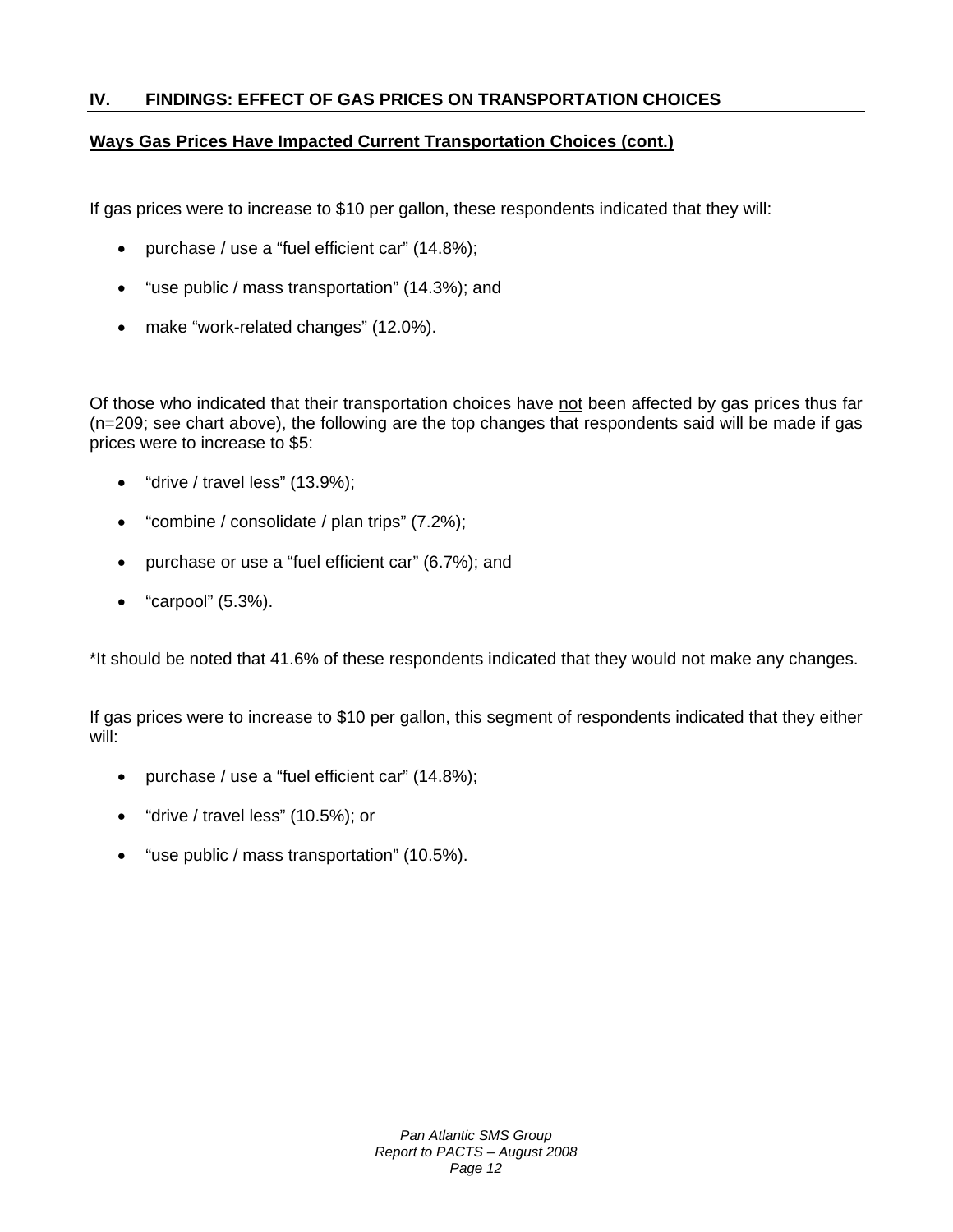## IV. FINDINGS: EFFECT OF GAS PRICES ON TRANSPORTATION CHOICES

### Ways Gas Prices Have Impacted Current Transportation Choices (cont.)

If gas prices were to increase to $10 per gallon, these respondents indicated that they will:

- purchase / use a "fuel efficient car" (14.8%);
- "use public / mass transportation" (14.3%); and
- make "work-related changes" (12.0%).

Of those who indicated that their transportation choices have not been affected by gas prices thus far (n=209; see chart above), the following are the top changes that respondents said will be made if gas prices were to increase to $5:

- "drive / travel less" (13.9%);
- "combine / consolidate / plan trips" (7.2%);
- purchase or use a "fuel efficient car" (6.7%); and
- "carpool" (5.3%).

*It should be noted that 41.6% of these respondents indicated that they would not make any changes.

If gas prices were to increase to $10 per gallon, this segment of respondents indicated that they either will:

- purchase / use a "fuel efficient car" (14.8%);
- "drive / travel less" (10.5%); or
- "use public / mass transportation" (10.5%).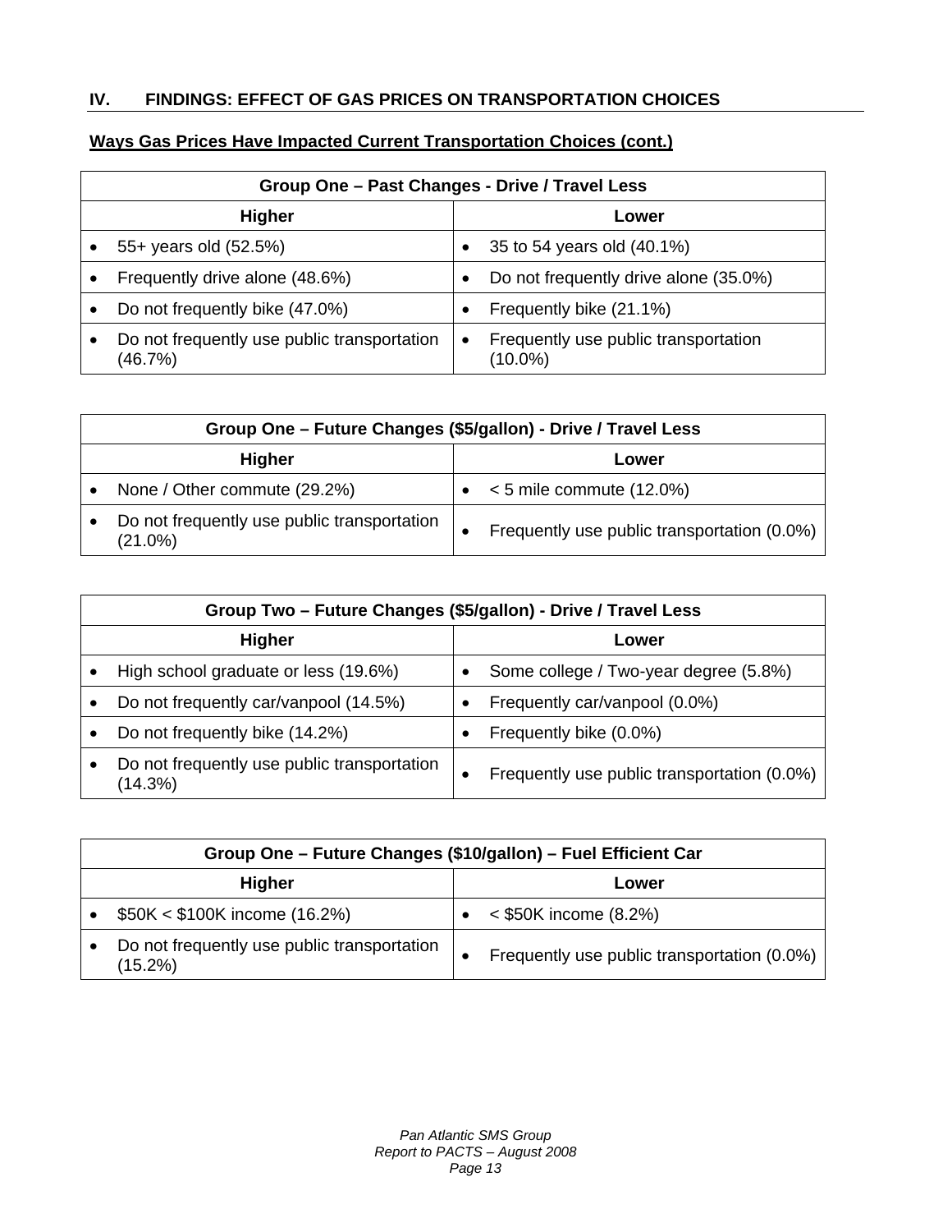## IV. FINDINGS: EFFECT OF GAS PRICES ON TRANSPORTATION CHOICES

**Ways Gas Prices Have Impacted Current Transportation Choices (cont.)**

| Group One – Past Changes - Drive / Travel Less | |
|---|---|
| **Higher** | **Lower** |
| • 55+ years old (52.5%) | • 35 to 54 years old (40.1%) |
| • Frequently drive alone (48.6%) | • Do not frequently drive alone (35.0%) |
| • Do not frequently bike (47.0%) | • Frequently bike (21.1%) |
| • Do not frequently use public transportation (46.7%) | • Frequently use public transportation (10.0%) |

| Group One – Future Changes ($5/gallon) - Drive / Travel Less | |
|---|---|
| **Higher** | **Lower** |
| • None / Other commute (29.2%) | • < 5 mile commute (12.0%) |
| • Do not frequently use public transportation (21.0%) | • Frequently use public transportation (0.0%) |

| Group Two – Future Changes ($5/gallon) - Drive / Travel Less | |
|---|---|
| **Higher** | **Lower** |
| • High school graduate or less (19.6%) | • Some college / Two-year degree (5.8%) |
| • Do not frequently car/vanpool (14.5%) | • Frequently car/vanpool (0.0%) |
| • Do not frequently bike (14.2%) | • Frequently bike (0.0%) |
| • Do not frequently use public transportation (14.3%) | • Frequently use public transportation (0.0%) |

| Group One – Future Changes ($10/gallon) – Fuel Efficient Car | |
|---|---|
| **Higher** | **Lower** |
| • $50K < $100K income (16.2%) | • < $50K income (8.2%) |
| • Do not frequently use public transportation (15.2%) | • Frequently use public transportation (0.0%) |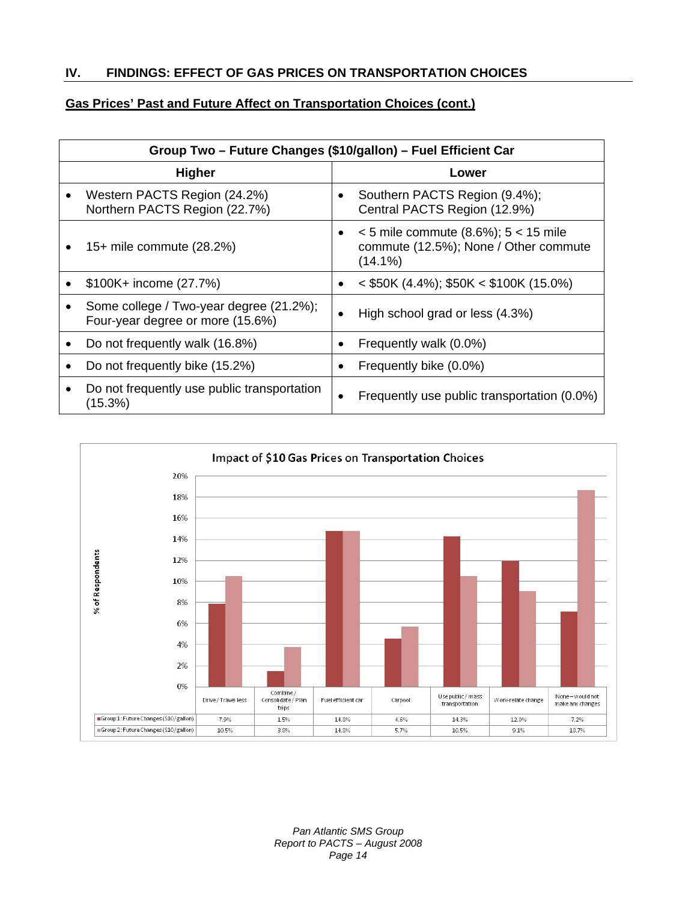## IV. FINDINGS: EFFECT OF GAS PRICES ON TRANSPORTATION CHOICES

**Gas Prices' Past and Future Affect on Transportation Choices (cont.)**

| Group Two – Future Changes ($10/gallon) – Fuel Efficient Car | |
|---|---|
| **Higher** | **Lower** |
| • Western PACTS Region (24.2%) Northern PACTS Region (22.7%) | • Southern PACTS Region (9.4%); Central PACTS Region (12.9%) |
| • 15+ mile commute (28.2%) | • < 5 mile commute (8.6%); 5 < 15 mile commute (12.5%); None / Other commute (14.1%) |
| • $100K+ income (27.7%) | • < $50K (4.4%); $50K < $100K (15.0%) |
| • Some college / Two-year degree (21.2%); Four-year degree or more (15.6%) | • High school grad or less (4.3%) |
| • Do not frequently walk (16.8%) | • Frequently walk (0.0%) |
| • Do not frequently bike (15.2%) | • Frequently bike (0.0%) |
| • Do not frequently use public transportation (15.3%) | • Frequently use public transportation (0.0%) |

**Impact of $10 Gas Prices on Transportation Choices**

| | Drive / Travel less | Combine / Consolidate / Plan trips | Fuel efficient car | Carpool | Use public / mass transportation | Work-relate change | None – would not make any changes |
|---|---|---|---|---|---|---|---|
| Group 1: Future Changes ($10/gallon) | 7.9% | 1.5% | 14.8% | 4.6% | 14.3% | 12.0% | 7.2% |
| Group 2: Future Changes ($10/gallon) | 10.5% | 3.8% | 14.8% | 5.7% | 10.5% | 9.1% | 18.7% |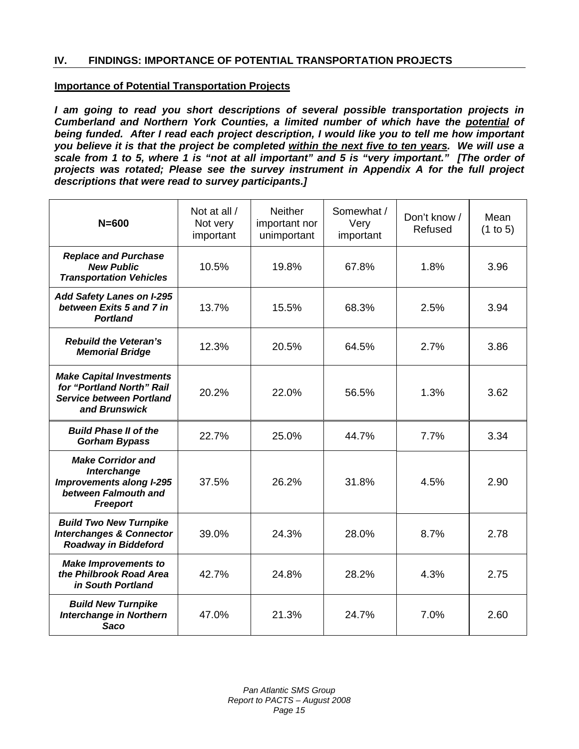## IV. FINDINGS: IMPORTANCE OF POTENTIAL TRANSPORTATION PROJECTS

### Importance of Potential Transportation Projects

***I am going to read you short descriptions of several possible transportation projects in Cumberland and Northern York Counties, a limited number of which have the potential of being funded. After I read each project description, I would like you to tell me how important you believe it is that the project be completed within the next five to ten years. We will use a scale from 1 to 5, where 1 is "not at all important" and 5 is "very important." [The order of projects was rotated; Please see the survey instrument in Appendix A for the full project descriptions that were read to survey participants.]***

| N=600 | Not at all / Not very important | Neither important nor unimportant | Somewhat / Very important | Don't know / Refused | Mean (1 to 5) |
|---|---|---|---|---|---|
| ***Replace and Purchase New Public Transportation Vehicles*** | 10.5% | 19.8% | 67.8% | 1.8% | 3.96 |
| ***Add Safety Lanes on I-295 between Exits 5 and 7 in Portland*** | 13.7% | 15.5% | 68.3% | 2.5% | 3.94 |
| ***Rebuild the Veteran's Memorial Bridge*** | 12.3% | 20.5% | 64.5% | 2.7% | 3.86 |
| ***Make Capital Investments for "Portland North" Rail Service between Portland and Brunswick*** | 20.2% | 22.0% | 56.5% | 1.3% | 3.62 |
| ***Build Phase II of the Gorham Bypass*** | 22.7% | 25.0% | 44.7% | 7.7% | 3.34 |
| ***Make Corridor and Interchange Improvements along I-295 between Falmouth and Freeport*** | 37.5% | 26.2% | 31.8% | 4.5% | 2.90 |
| ***Build Two New Turnpike Interchanges & Connector Roadway in Biddeford*** | 39.0% | 24.3% | 28.0% | 8.7% | 2.78 |
| ***Make Improvements to the Philbrook Road Area in South Portland*** | 42.7% | 24.8% | 28.2% | 4.3% | 2.75 |
| ***Build New Turnpike Interchange in Northern Saco*** | 47.0% | 21.3% | 24.7% | 7.0% | 2.60 |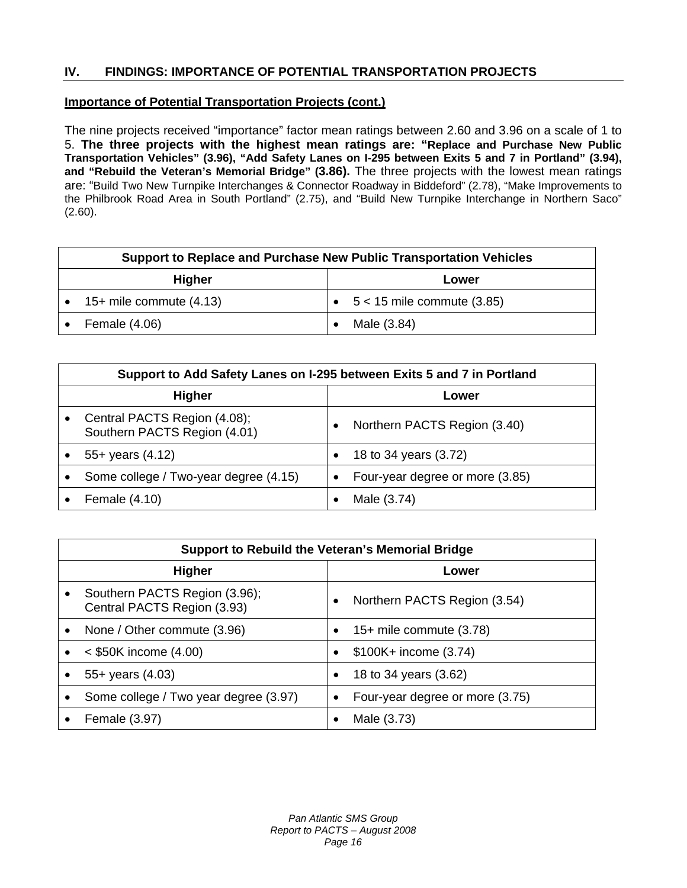## IV. FINDINGS: IMPORTANCE OF POTENTIAL TRANSPORTATION PROJECTS

### Importance of Potential Transportation Projects (cont.)

The nine projects received "importance" factor mean ratings between 2.60 and 3.96 on a scale of 1 to 5. **The three projects with the highest mean ratings are: "Replace and Purchase New Public Transportation Vehicles" (3.96), "Add Safety Lanes on I-295 between Exits 5 and 7 in Portland" (3.94), and "Rebuild the Veteran's Memorial Bridge" (3.86).** The three projects with the lowest mean ratings are: "Build Two New Turnpike Interchanges & Connector Roadway in Biddeford" (2.78), "Make Improvements to the Philbrook Road Area in South Portland" (2.75), and "Build New Turnpike Interchange in Northern Saco" (2.60).

| Support to Replace and Purchase New Public Transportation Vehicles | |
|---|---|
| **Higher** | **Lower** |
| • 15+ mile commute (4.13) | • 5 < 15 mile commute (3.85) |
| • Female (4.06) | • Male (3.84) |

| Support to Add Safety Lanes on I-295 between Exits 5 and 7 in Portland | |
|---|---|
| **Higher** | **Lower** |
| • Central PACTS Region (4.08); Southern PACTS Region (4.01) | • Northern PACTS Region (3.40) |
| • 55+ years (4.12) | • 18 to 34 years (3.72) |
| • Some college / Two-year degree (4.15) | • Four-year degree or more (3.85) |
| • Female (4.10) | • Male (3.74) |

| Support to Rebuild the Veteran's Memorial Bridge | |
|---|---|
| **Higher** | **Lower** |
| • Southern PACTS Region (3.96); Central PACTS Region (3.93) | • Northern PACTS Region (3.54) |
| • None / Other commute (3.96) | • 15+ mile commute (3.78) |
| • < $50K income (4.00) | • $100K+ income (3.74) |
| • 55+ years (4.03) | • 18 to 34 years (3.62) |
| • Some college / Two year degree (3.97) | • Four-year degree or more (3.75) |
| • Female (3.97) | • Male (3.73) |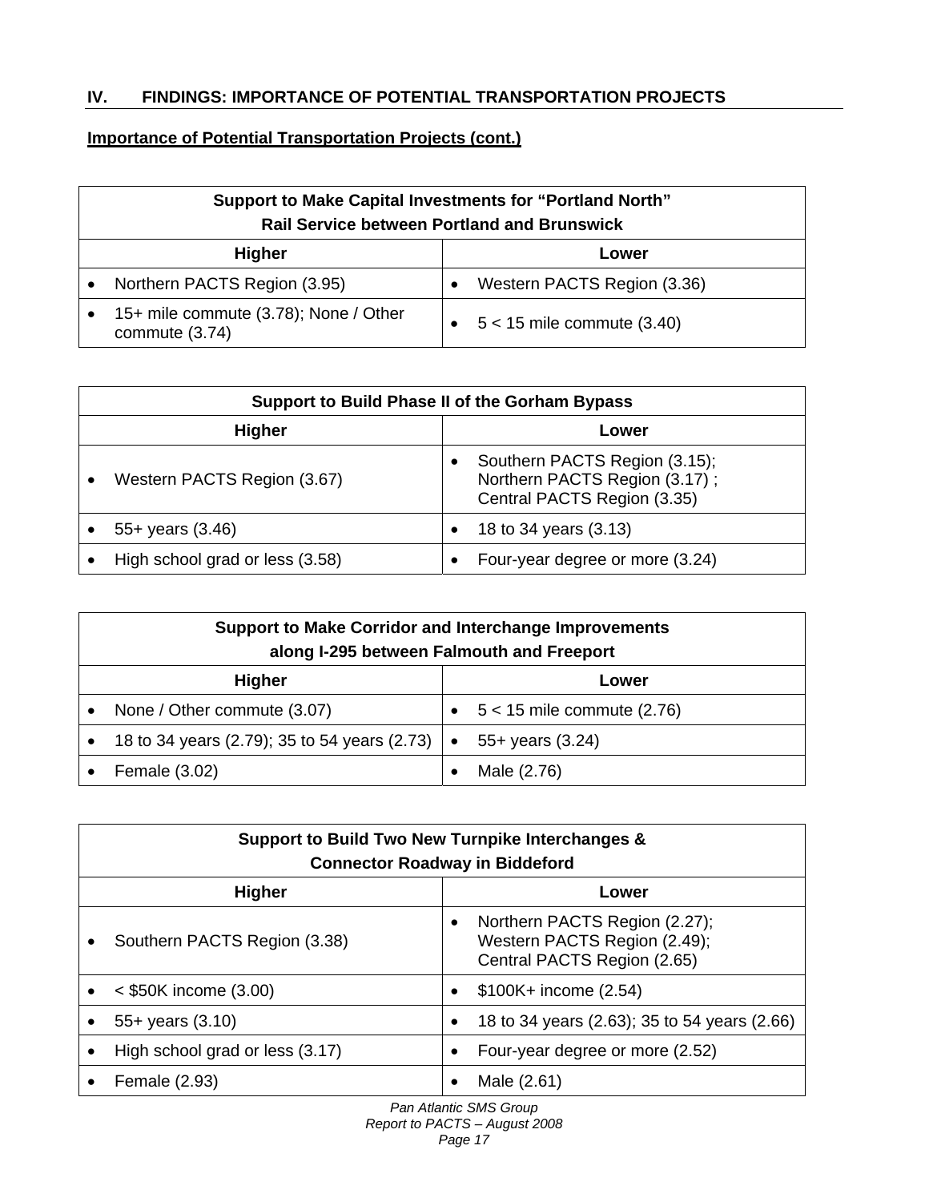## IV. FINDINGS: IMPORTANCE OF POTENTIAL TRANSPORTATION PROJECTS

### Importance of Potential Transportation Projects (cont.)

| Support to Make Capital Investments for "Portland North" Rail Service between Portland and Brunswick | |
|---|---|
| **Higher** | **Lower** |
| • Northern PACTS Region (3.95) | • Western PACTS Region (3.36) |
| • 15+ mile commute (3.78); None / Other commute (3.74) | • 5 < 15 mile commute (3.40) |

| Support to Build Phase II of the Gorham Bypass | |
|---|---|
| **Higher** | **Lower** |
| • Western PACTS Region (3.67) | • Southern PACTS Region (3.15); Northern PACTS Region (3.17) ; Central PACTS Region (3.35) |
| • 55+ years (3.46) | • 18 to 34 years (3.13) |
| • High school grad or less (3.58) | • Four-year degree or more (3.24) |

| Support to Make Corridor and Interchange Improvements along I-295 between Falmouth and Freeport | |
|---|---|
| **Higher** | **Lower** |
| • None / Other commute (3.07) | • 5 < 15 mile commute (2.76) |
| • 18 to 34 years (2.79); 35 to 54 years (2.73) | • 55+ years (3.24) |
| • Female (3.02) | • Male (2.76) |

| Support to Build Two New Turnpike Interchanges & Connector Roadway in Biddeford | |
|---|---|
| **Higher** | **Lower** |
| • Southern PACTS Region (3.38) | • Northern PACTS Region (2.27); Western PACTS Region (2.49); Central PACTS Region (2.65) |
| • < $50K income (3.00) | • $100K+ income (2.54) |
| • 55+ years (3.10) | • 18 to 34 years (2.63); 35 to 54 years (2.66) |
| • High school grad or less (3.17) | • Four-year degree or more (2.52) |
| • Female (2.93) | • Male (2.61) |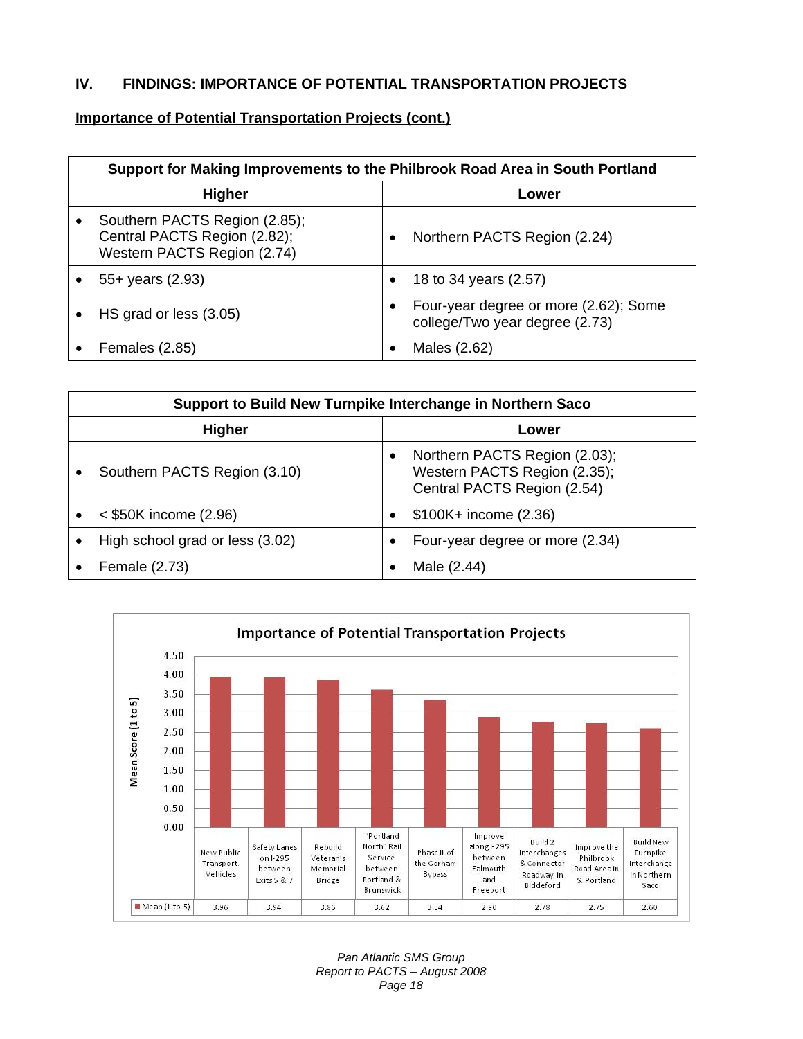## IV. FINDINGS: IMPORTANCE OF POTENTIAL TRANSPORTATION PROJECTS

### Importance of Potential Transportation Projects (cont.)

| Support for Making Improvements to the Philbrook Road Area in South Portland | |
|---|---|
| **Higher** | **Lower** |
| • Southern PACTS Region (2.85); Central PACTS Region (2.82); Western PACTS Region (2.74) | • Northern PACTS Region (2.24) |
| • 55+ years (2.93) | • 18 to 34 years (2.57) |
| • HS grad or less (3.05) | • Four-year degree or more (2.62); Some college/Two year degree (2.73) |
| • Females (2.85) | • Males (2.62) |

| Support to Build New Turnpike Interchange in Northern Saco | |
|---|---|
| **Higher** | **Lower** |
| • Southern PACTS Region (3.10) | • Northern PACTS Region (2.03); Western PACTS Region (2.35); Central PACTS Region (2.54) |
| • < $50K income (2.96) | • $100K+ income (2.36) |
| • High school grad or less (3.02) | • Four-year degree or more (2.34) |
| • Female (2.73) | • Male (2.44) |

**Importance of Potential Transportation Projects**

| | New Public Transport. Vehicles | Safety Lanes on I-295 between Exits 5 & 7 | Rebuild Veteran's Memorial Bridge | "Portland North" Rail Service between Portland & Brunswick | Phase II of the Gorham Bypass | Improve along I-295 between Falmouth and Freeport | Build 2 Interchanges & Connector Roadway in Biddeford | Improve the Philbrook Road Area in S. Portland | Build New Turnpike Interchange in Northern Saco |
|---|---|---|---|---|---|---|---|---|---|
| Mean (1 to 5) | 3.96 | 3.94 | 3.86 | 3.62 | 3.34 | 2.90 | 2.78 | 2.75 | 2.60 |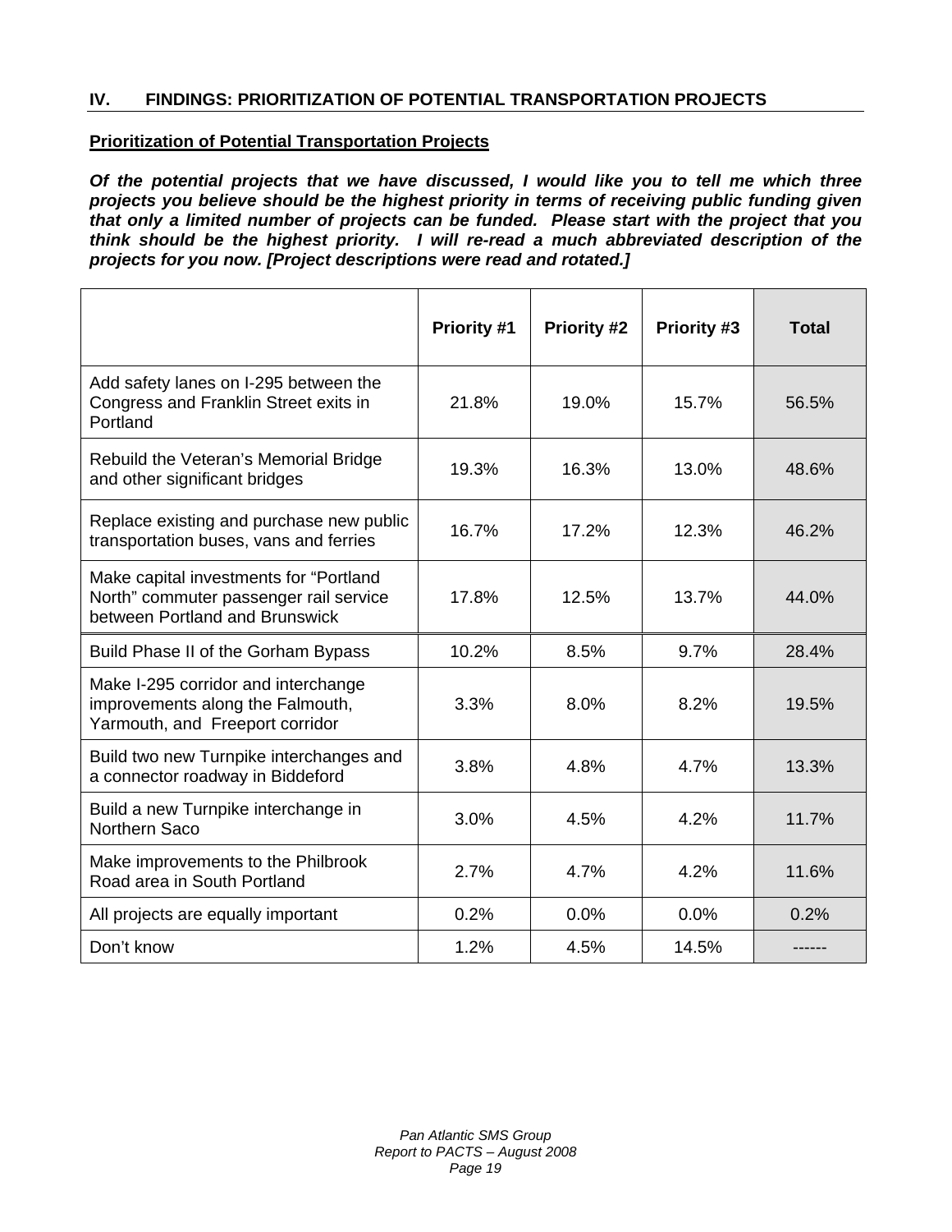## IV. FINDINGS: PRIORITIZATION OF POTENTIAL TRANSPORTATION PROJECTS

### Prioritization of Potential Transportation Projects

***Of the potential projects that we have discussed, I would like you to tell me which three projects you believe should be the highest priority in terms of receiving public funding given that only a limited number of projects can be funded. Please start with the project that you think should be the highest priority. I will re-read a much abbreviated description of the projects for you now. [Project descriptions were read and rotated.]***

| | Priority #1 | Priority #2 | Priority #3 | Total |
|---|---|---|---|---|
| Add safety lanes on I-295 between the Congress and Franklin Street exits in Portland | 21.8% | 19.0% | 15.7% | 56.5% |
| Rebuild the Veteran's Memorial Bridge and other significant bridges | 19.3% | 16.3% | 13.0% | 48.6% |
| Replace existing and purchase new public transportation buses, vans and ferries | 16.7% | 17.2% | 12.3% | 46.2% |
| Make capital investments for "Portland North" commuter passenger rail service between Portland and Brunswick | 17.8% | 12.5% | 13.7% | 44.0% |
| Build Phase II of the Gorham Bypass | 10.2% | 8.5% | 9.7% | 28.4% |
| Make I-295 corridor and interchange improvements along the Falmouth, Yarmouth, and Freeport corridor | 3.3% | 8.0% | 8.2% | 19.5% |
| Build two new Turnpike interchanges and a connector roadway in Biddeford | 3.8% | 4.8% | 4.7% | 13.3% |
| Build a new Turnpike interchange in Northern Saco | 3.0% | 4.5% | 4.2% | 11.7% |
| Make improvements to the Philbrook Road area in South Portland | 2.7% | 4.7% | 4.2% | 11.6% |
| All projects are equally important | 0.2% | 0.0% | 0.0% | 0.2% |
| Don't know | 1.2% | 4.5% | 14.5% | ------ |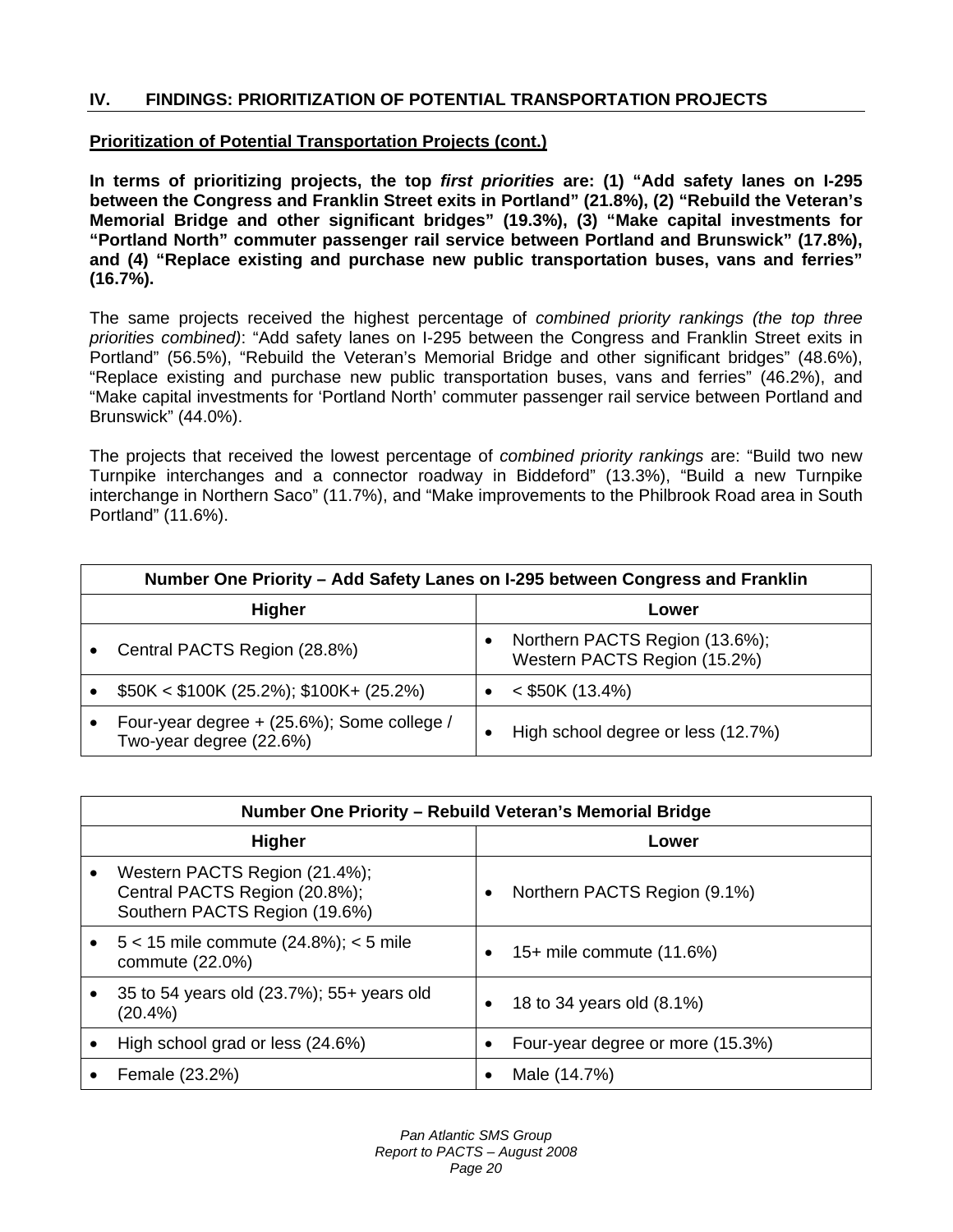## IV. FINDINGS: PRIORITIZATION OF POTENTIAL TRANSPORTATION PROJECTS

### Prioritization of Potential Transportation Projects (cont.)

**In terms of prioritizing projects, the top *first priorities* are: (1) "Add safety lanes on I-295 between the Congress and Franklin Street exits in Portland" (21.8%), (2) "Rebuild the Veteran's Memorial Bridge and other significant bridges" (19.3%), (3) "Make capital investments for "Portland North" commuter passenger rail service between Portland and Brunswick" (17.8%), and (4) "Replace existing and purchase new public transportation buses, vans and ferries" (16.7%).**

The same projects received the highest percentage of *combined priority rankings (the top three priorities combined)*: "Add safety lanes on I-295 between the Congress and Franklin Street exits in Portland" (56.5%), "Rebuild the Veteran's Memorial Bridge and other significant bridges" (48.6%), "Replace existing and purchase new public transportation buses, vans and ferries" (46.2%), and "Make capital investments for 'Portland North' commuter passenger rail service between Portland and Brunswick" (44.0%).

The projects that received the lowest percentage of *combined priority rankings* are: "Build two new Turnpike interchanges and a connector roadway in Biddeford" (13.3%), "Build a new Turnpike interchange in Northern Saco" (11.7%), and "Make improvements to the Philbrook Road area in South Portland" (11.6%).

| Number One Priority – Add Safety Lanes on I-295 between Congress and Franklin | |
|---|---|
| **Higher** | **Lower** |
| • Central PACTS Region (28.8%) | • Northern PACTS Region (13.6%); Western PACTS Region (15.2%) |
| • $50K < $100K (25.2%); $100K+ (25.2%) | • < $50K (13.4%) |
| • Four-year degree + (25.6%); Some college / Two-year degree (22.6%) | • High school degree or less (12.7%) |

| Number One Priority – Rebuild Veteran's Memorial Bridge | |
|---|---|
| **Higher** | **Lower** |
| • Western PACTS Region (21.4%); Central PACTS Region (20.8%); Southern PACTS Region (19.6%) | • Northern PACTS Region (9.1%) |
| • 5 < 15 mile commute (24.8%); < 5 mile commute (22.0%) | • 15+ mile commute (11.6%) |
| • 35 to 54 years old (23.7%); 55+ years old (20.4%) | • 18 to 34 years old (8.1%) |
| • High school grad or less (24.6%) | • Four-year degree or more (15.3%) |
| • Female (23.2%) | • Male (14.7%) |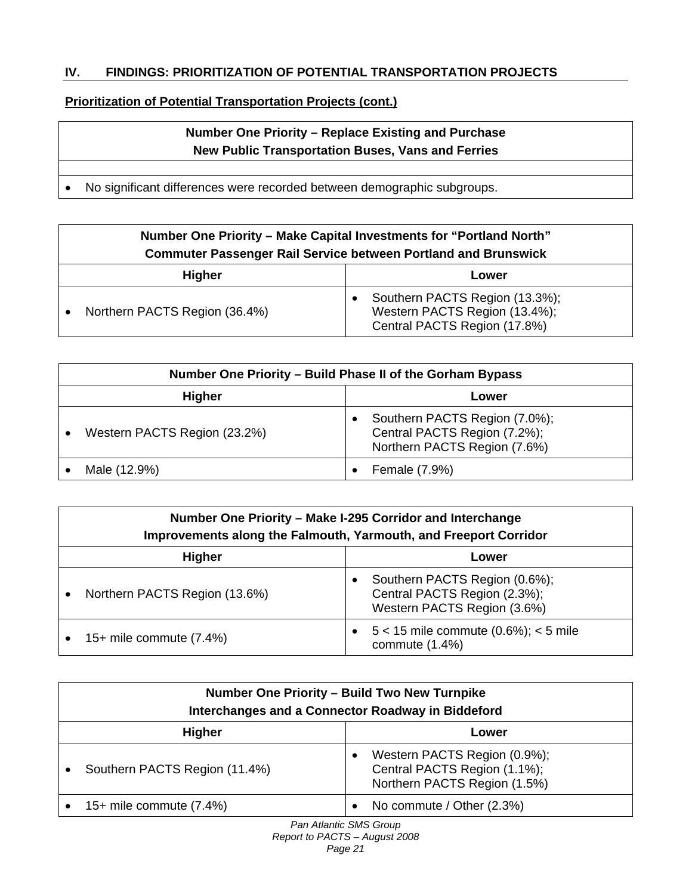## IV. FINDINGS: PRIORITIZATION OF POTENTIAL TRANSPORTATION PROJECTS

**Prioritization of Potential Transportation Projects (cont.)**

| Number One Priority – Replace Existing and Purchase New Public Transportation Buses, Vans and Ferries |
|---|
| • No significant differences were recorded between demographic subgroups. |

| Number One Priority – Make Capital Investments for "Portland North" Commuter Passenger Rail Service between Portland and Brunswick | |
|---|---|
| **Higher** | **Lower** |
| • Northern PACTS Region (36.4%) | • Southern PACTS Region (13.3%); Western PACTS Region (13.4%); Central PACTS Region (17.8%) |

| Number One Priority – Build Phase II of the Gorham Bypass | |
|---|---|
| **Higher** | **Lower** |
| • Western PACTS Region (23.2%) | • Southern PACTS Region (7.0%); Central PACTS Region (7.2%); Northern PACTS Region (7.6%) |
| • Male (12.9%) | • Female (7.9%) |

| Number One Priority – Make I-295 Corridor and Interchange Improvements along the Falmouth, Yarmouth, and Freeport Corridor | |
|---|---|
| **Higher** | **Lower** |
| • Northern PACTS Region (13.6%) | • Southern PACTS Region (0.6%); Central PACTS Region (2.3%); Western PACTS Region (3.6%) |
| • 15+ mile commute (7.4%) | • 5 < 15 mile commute (0.6%); < 5 mile commute (1.4%) |

| Number One Priority – Build Two New Turnpike Interchanges and a Connector Roadway in Biddeford | |
|---|---|
| **Higher** | **Lower** |
| • Southern PACTS Region (11.4%) | • Western PACTS Region (0.9%); Central PACTS Region (1.1%); Northern PACTS Region (1.5%) |
| • 15+ mile commute (7.4%) | • No commute / Other (2.3%) |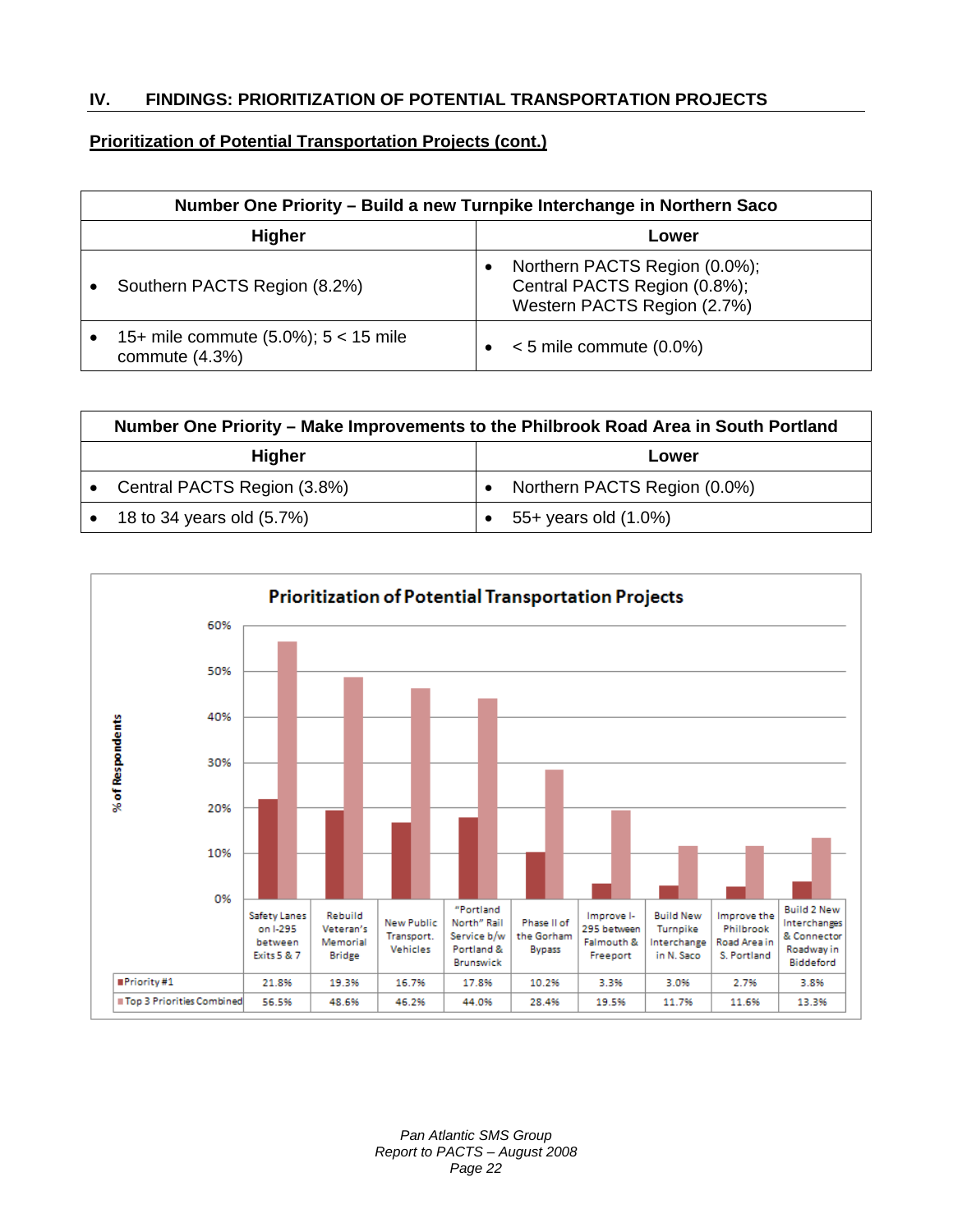## IV. FINDINGS: PRIORITIZATION OF POTENTIAL TRANSPORTATION PROJECTS

### Prioritization of Potential Transportation Projects (cont.)

| Number One Priority – Build a new Turnpike Interchange in Northern Saco | |
|---|---|
| **Higher** | **Lower** |
| • Southern PACTS Region (8.2%) | • Northern PACTS Region (0.0%); Central PACTS Region (0.8%); Western PACTS Region (2.7%) |
| • 15+ mile commute (5.0%); 5 < 15 mile commute (4.3%) | • < 5 mile commute (0.0%) |

| Number One Priority – Make Improvements to the Philbrook Road Area in South Portland | |
|---|---|
| **Higher** | **Lower** |
| • Central PACTS Region (3.8%) | • Northern PACTS Region (0.0%) |
| • 18 to 34 years old (5.7%) | • 55+ years old (1.0%) |

**Prioritization of Potential Transportation Projects**

| | Safety Lanes on I-295 between Exits 5 & 7 | Rebuild Veteran's Memorial Bridge | New Public Transport. Vehicles | "Portland North" Rail Service b/w Portland & Brunswick | Phase II of the Gorham Bypass | Improve I-295 between Falmouth & Freeport | Build New Turnpike Interchange in N. Saco | Improve the Philbrook Road Area in S. Portland | Build 2 New Interchanges & Connector Roadway in Biddeford |
|---|---|---|---|---|---|---|---|---|---|
| Priority #1 | 21.8% | 19.3% | 16.7% | 17.8% | 10.2% | 3.3% | 3.0% | 2.7% | 3.8% |
| Top 3 Priorities Combined | 56.5% | 48.6% | 46.2% | 44.0% | 28.4% | 19.5% | 11.7% | 11.6% | 13.3% |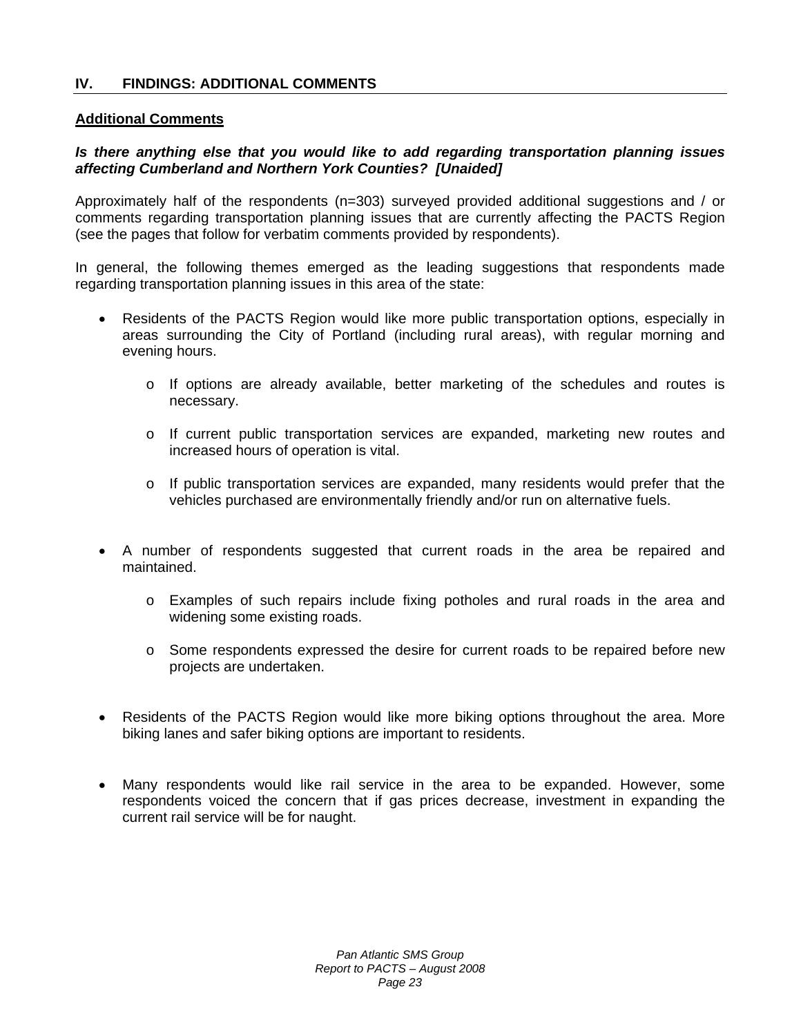## IV. FINDINGS: ADDITIONAL COMMENTS

### Additional Comments

***Is there anything else that you would like to add regarding transportation planning issues affecting Cumberland and Northern York Counties? [Unaided]***

Approximately half of the respondents (n=303) surveyed provided additional suggestions and / or comments regarding transportation planning issues that are currently affecting the PACTS Region (see the pages that follow for verbatim comments provided by respondents).

In general, the following themes emerged as the leading suggestions that respondents made regarding transportation planning issues in this area of the state:

- Residents of the PACTS Region would like more public transportation options, especially in areas surrounding the City of Portland (including rural areas), with regular morning and evening hours.
  - If options are already available, better marketing of the schedules and routes is necessary.
  - If current public transportation services are expanded, marketing new routes and increased hours of operation is vital.
  - If public transportation services are expanded, many residents would prefer that the vehicles purchased are environmentally friendly and/or run on alternative fuels.

- A number of respondents suggested that current roads in the area be repaired and maintained.
  - Examples of such repairs include fixing potholes and rural roads in the area and widening some existing roads.
  - Some respondents expressed the desire for current roads to be repaired before new projects are undertaken.

- Residents of the PACTS Region would like more biking options throughout the area. More biking lanes and safer biking options are important to residents.

- Many respondents would like rail service in the area to be expanded. However, some respondents voiced the concern that if gas prices decrease, investment in expanding the current rail service will be for naught.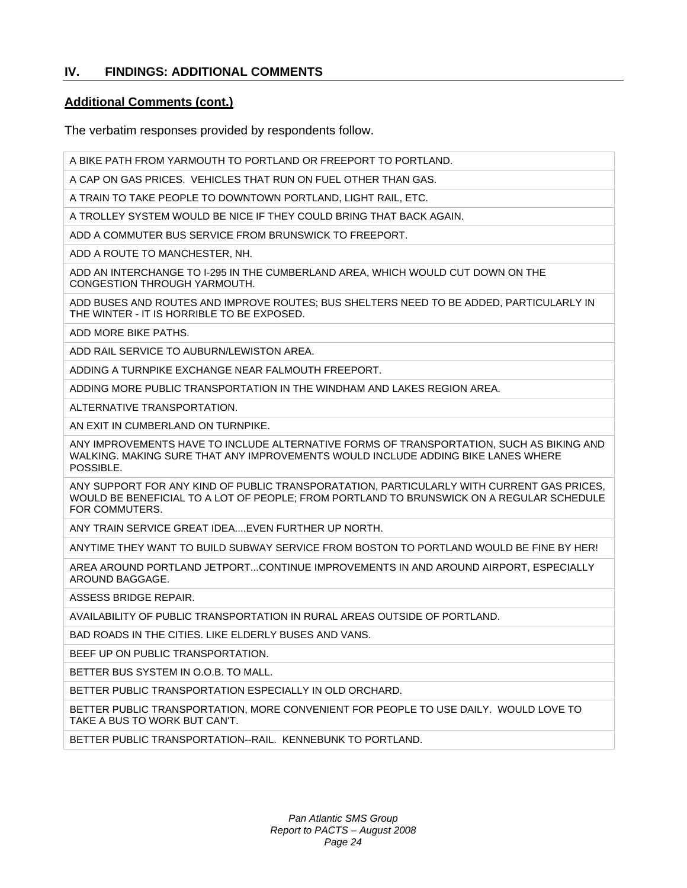## IV. FINDINGS: ADDITIONAL COMMENTS

### Additional Comments (cont.)

The verbatim responses provided by respondents follow.

| |
|---|
| A BIKE PATH FROM YARMOUTH TO PORTLAND OR FREEPORT TO PORTLAND. |
| A CAP ON GAS PRICES. VEHICLES THAT RUN ON FUEL OTHER THAN GAS. |
| A TRAIN TO TAKE PEOPLE TO DOWNTOWN PORTLAND, LIGHT RAIL, ETC. |
| A TROLLEY SYSTEM WOULD BE NICE IF THEY COULD BRING THAT BACK AGAIN. |
| ADD A COMMUTER BUS SERVICE FROM BRUNSWICK TO FREEPORT. |
| ADD A ROUTE TO MANCHESTER, NH. |
| ADD AN INTERCHANGE TO I-295 IN THE CUMBERLAND AREA, WHICH WOULD CUT DOWN ON THE CONGESTION THROUGH YARMOUTH. |
| ADD BUSES AND ROUTES AND IMPROVE ROUTES; BUS SHELTERS NEED TO BE ADDED, PARTICULARLY IN THE WINTER - IT IS HORRIBLE TO BE EXPOSED. |
| ADD MORE BIKE PATHS. |
| ADD RAIL SERVICE TO AUBURN/LEWISTON AREA. |
| ADDING A TURNPIKE EXCHANGE NEAR FALMOUTH FREEPORT. |
| ADDING MORE PUBLIC TRANSPORTATION IN THE WINDHAM AND LAKES REGION AREA. |
| ALTERNATIVE TRANSPORTATION. |
| AN EXIT IN CUMBERLAND ON TURNPIKE. |
| ANY IMPROVEMENTS HAVE TO INCLUDE ALTERNATIVE FORMS OF TRANSPORTATION, SUCH AS BIKING AND WALKING. MAKING SURE THAT ANY IMPROVEMENTS WOULD INCLUDE ADDING BIKE LANES WHERE POSSIBLE. |
| ANY SUPPORT FOR ANY KIND OF PUBLIC TRANSPORATATION, PARTICULARLY WITH CURRENT GAS PRICES, WOULD BE BENEFICIAL TO A LOT OF PEOPLE; FROM PORTLAND TO BRUNSWICK ON A REGULAR SCHEDULE FOR COMMUTERS. |
| ANY TRAIN SERVICE GREAT IDEA....EVEN FURTHER UP NORTH. |
| ANYTIME THEY WANT TO BUILD SUBWAY SERVICE FROM BOSTON TO PORTLAND WOULD BE FINE BY HER! |
| AREA AROUND PORTLAND JETPORT...CONTINUE IMPROVEMENTS IN AND AROUND AIRPORT, ESPECIALLY AROUND BAGGAGE. |
| ASSESS BRIDGE REPAIR. |
| AVAILABILITY OF PUBLIC TRANSPORTATION IN RURAL AREAS OUTSIDE OF PORTLAND. |
| BAD ROADS IN THE CITIES. LIKE ELDERLY BUSES AND VANS. |
| BEEF UP ON PUBLIC TRANSPORTATION. |
| BETTER BUS SYSTEM IN O.O.B. TO MALL. |
| BETTER PUBLIC TRANSPORTATION ESPECIALLY IN OLD ORCHARD. |
| BETTER PUBLIC TRANSPORTATION, MORE CONVENIENT FOR PEOPLE TO USE DAILY. WOULD LOVE TO TAKE A BUS TO WORK BUT CAN'T. |
| BETTER PUBLIC TRANSPORTATION--RAIL. KENNEBUNK TO PORTLAND. |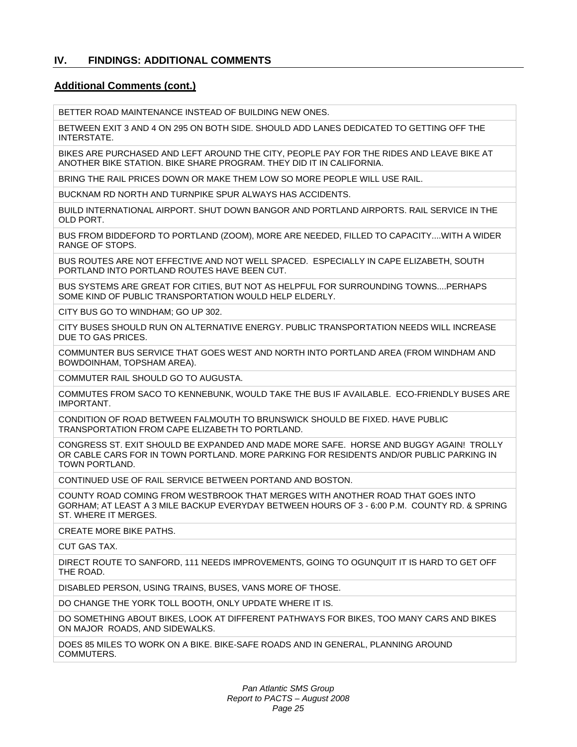## IV. FINDINGS: ADDITIONAL COMMENTS

### Additional Comments (cont.)

| |
|---|
| BETTER ROAD MAINTENANCE INSTEAD OF BUILDING NEW ONES. |
| BETWEEN EXIT 3 AND 4 ON 295 ON BOTH SIDE. SHOULD ADD LANES DEDICATED TO GETTING OFF THE INTERSTATE. |
| BIKES ARE PURCHASED AND LEFT AROUND THE CITY, PEOPLE PAY FOR THE RIDES AND LEAVE BIKE AT ANOTHER BIKE STATION. BIKE SHARE PROGRAM. THEY DID IT IN CALIFORNIA. |
| BRING THE RAIL PRICES DOWN OR MAKE THEM LOW SO MORE PEOPLE WILL USE RAIL. |
| BUCKNAM RD NORTH AND TURNPIKE SPUR ALWAYS HAS ACCIDENTS. |
| BUILD INTERNATIONAL AIRPORT. SHUT DOWN BANGOR AND PORTLAND AIRPORTS. RAIL SERVICE IN THE OLD PORT. |
| BUS FROM BIDDEFORD TO PORTLAND (ZOOM), MORE ARE NEEDED, FILLED TO CAPACITY....WITH A WIDER RANGE OF STOPS. |
| BUS ROUTES ARE NOT EFFECTIVE AND NOT WELL SPACED. ESPECIALLY IN CAPE ELIZABETH, SOUTH PORTLAND INTO PORTLAND ROUTES HAVE BEEN CUT. |
| BUS SYSTEMS ARE GREAT FOR CITIES, BUT NOT AS HELPFUL FOR SURROUNDING TOWNS....PERHAPS SOME KIND OF PUBLIC TRANSPORTATION WOULD HELP ELDERLY. |
| CITY BUS GO TO WINDHAM; GO UP 302. |
| CITY BUSES SHOULD RUN ON ALTERNATIVE ENERGY. PUBLIC TRANSPORTATION NEEDS WILL INCREASE DUE TO GAS PRICES. |
| COMMUNTER BUS SERVICE THAT GOES WEST AND NORTH INTO PORTLAND AREA (FROM WINDHAM AND BOWDOINHAM, TOPSHAM AREA). |
| COMMUTER RAIL SHOULD GO TO AUGUSTA. |
| COMMUTES FROM SACO TO KENNEBUNK, WOULD TAKE THE BUS IF AVAILABLE. ECO-FRIENDLY BUSES ARE IMPORTANT. |
| CONDITION OF ROAD BETWEEN FALMOUTH TO BRUNSWICK SHOULD BE FIXED. HAVE PUBLIC TRANSPORTATION FROM CAPE ELIZABETH TO PORTLAND. |
| CONGRESS ST. EXIT SHOULD BE EXPANDED AND MADE MORE SAFE. HORSE AND BUGGY AGAIN! TROLLY OR CABLE CARS FOR IN TOWN PORTLAND. MORE PARKING FOR RESIDENTS AND/OR PUBLIC PARKING IN TOWN PORTLAND. |
| CONTINUED USE OF RAIL SERVICE BETWEEN PORTAND AND BOSTON. |
| COUNTY ROAD COMING FROM WESTBROOK THAT MERGES WITH ANOTHER ROAD THAT GOES INTO GORHAM; AT LEAST A 3 MILE BACKUP EVERYDAY BETWEEN HOURS OF 3 - 6:00 P.M. COUNTY RD. & SPRING ST. WHERE IT MERGES. |
| CREATE MORE BIKE PATHS. |
| CUT GAS TAX. |
| DIRECT ROUTE TO SANFORD, 111 NEEDS IMPROVEMENTS, GOING TO OGUNQUIT IT IS HARD TO GET OFF THE ROAD. |
| DISABLED PERSON, USING TRAINS, BUSES, VANS MORE OF THOSE. |
| DO CHANGE THE YORK TOLL BOOTH, ONLY UPDATE WHERE IT IS. |
| DO SOMETHING ABOUT BIKES, LOOK AT DIFFERENT PATHWAYS FOR BIKES, TOO MANY CARS AND BIKES ON MAJOR ROADS, AND SIDEWALKS. |
| DOES 85 MILES TO WORK ON A BIKE. BIKE-SAFE ROADS AND IN GENERAL, PLANNING AROUND COMMUTERS. |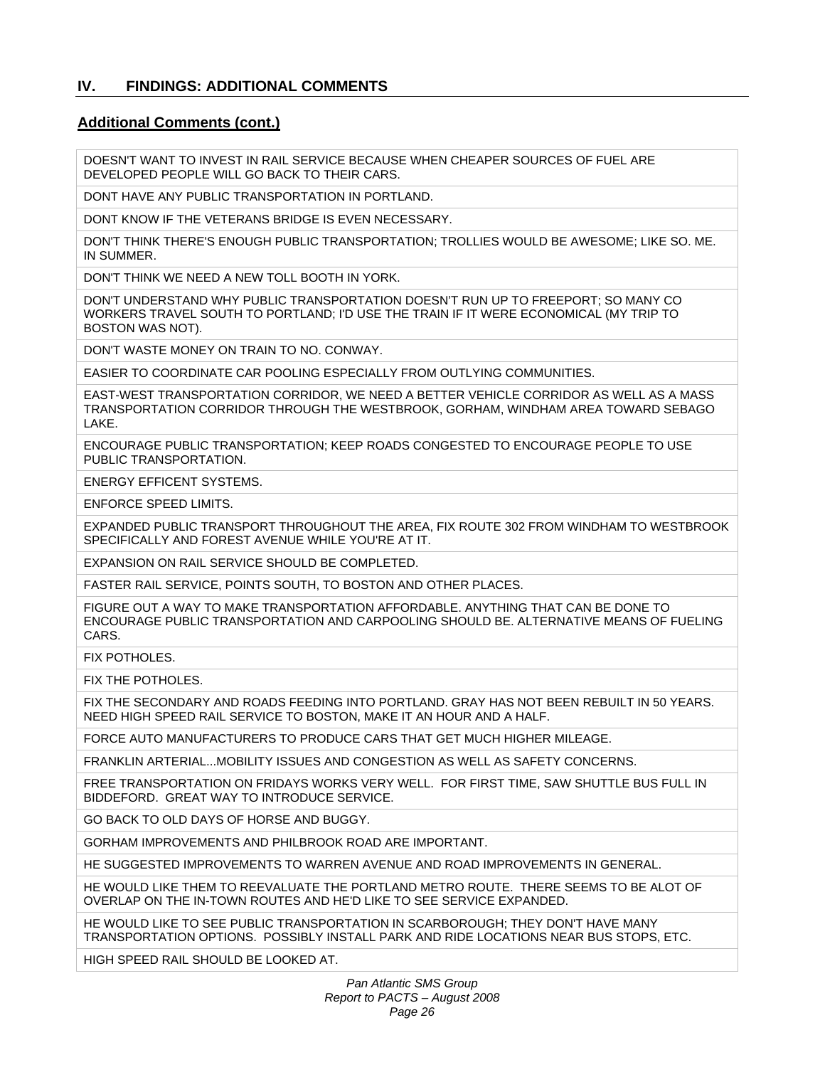## IV. FINDINGS: ADDITIONAL COMMENTS

### Additional Comments (cont.)

| |
|---|
| DOESN'T WANT TO INVEST IN RAIL SERVICE BECAUSE WHEN CHEAPER SOURCES OF FUEL ARE DEVELOPED PEOPLE WILL GO BACK TO THEIR CARS. |
| DONT HAVE ANY PUBLIC TRANSPORTATION IN PORTLAND. |
| DONT KNOW IF THE VETERANS BRIDGE IS EVEN NECESSARY. |
| DON'T THINK THERE'S ENOUGH PUBLIC TRANSPORTATION; TROLLIES WOULD BE AWESOME; LIKE SO. ME. IN SUMMER. |
| DON'T THINK WE NEED A NEW TOLL BOOTH IN YORK. |
| DON'T UNDERSTAND WHY PUBLIC TRANSPORTATION DOESN'T RUN UP TO FREEPORT; SO MANY CO WORKERS TRAVEL SOUTH TO PORTLAND; I'D USE THE TRAIN IF IT WERE ECONOMICAL (MY TRIP TO BOSTON WAS NOT). |
| DON'T WASTE MONEY ON TRAIN TO NO. CONWAY. |
| EASIER TO COORDINATE CAR POOLING ESPECIALLY FROM OUTLYING COMMUNITIES. |
| EAST-WEST TRANSPORTATION CORRIDOR, WE NEED A BETTER VEHICLE CORRIDOR AS WELL AS A MASS TRANSPORTATION CORRIDOR THROUGH THE WESTBROOK, GORHAM, WINDHAM AREA TOWARD SEBAGO LAKE. |
| ENCOURAGE PUBLIC TRANSPORTATION; KEEP ROADS CONGESTED TO ENCOURAGE PEOPLE TO USE PUBLIC TRANSPORTATION. |
| ENERGY EFFICENT SYSTEMS. |
| ENFORCE SPEED LIMITS. |
| EXPANDED PUBLIC TRANSPORT THROUGHOUT THE AREA, FIX ROUTE 302 FROM WINDHAM TO WESTBROOK SPECIFICALLY AND FOREST AVENUE WHILE YOU'RE AT IT. |
| EXPANSION ON RAIL SERVICE SHOULD BE COMPLETED. |
| FASTER RAIL SERVICE, POINTS SOUTH, TO BOSTON AND OTHER PLACES. |
| FIGURE OUT A WAY TO MAKE TRANSPORTATION AFFORDABLE. ANYTHING THAT CAN BE DONE TO ENCOURAGE PUBLIC TRANSPORTATION AND CARPOOLING SHOULD BE. ALTERNATIVE MEANS OF FUELING CARS. |
| FIX POTHOLES. |
| FIX THE POTHOLES. |
| FIX THE SECONDARY AND ROADS FEEDING INTO PORTLAND. GRAY HAS NOT BEEN REBUILT IN 50 YEARS. NEED HIGH SPEED RAIL SERVICE TO BOSTON, MAKE IT AN HOUR AND A HALF. |
| FORCE AUTO MANUFACTURERS TO PRODUCE CARS THAT GET MUCH HIGHER MILEAGE. |
| FRANKLIN ARTERIAL...MOBILITY ISSUES AND CONGESTION AS WELL AS SAFETY CONCERNS. |
| FREE TRANSPORTATION ON FRIDAYS WORKS VERY WELL. FOR FIRST TIME, SAW SHUTTLE BUS FULL IN BIDDEFORD. GREAT WAY TO INTRODUCE SERVICE. |
| GO BACK TO OLD DAYS OF HORSE AND BUGGY. |
| GORHAM IMPROVEMENTS AND PHILBROOK ROAD ARE IMPORTANT. |
| HE SUGGESTED IMPROVEMENTS TO WARREN AVENUE AND ROAD IMPROVEMENTS IN GENERAL. |
| HE WOULD LIKE THEM TO REEVALUATE THE PORTLAND METRO ROUTE. THERE SEEMS TO BE ALOT OF OVERLAP ON THE IN-TOWN ROUTES AND HE'D LIKE TO SEE SERVICE EXPANDED. |
| HE WOULD LIKE TO SEE PUBLIC TRANSPORTATION IN SCARBOROUGH; THEY DON'T HAVE MANY TRANSPORTATION OPTIONS. POSSIBLY INSTALL PARK AND RIDE LOCATIONS NEAR BUS STOPS, ETC. |
| HIGH SPEED RAIL SHOULD BE LOOKED AT. |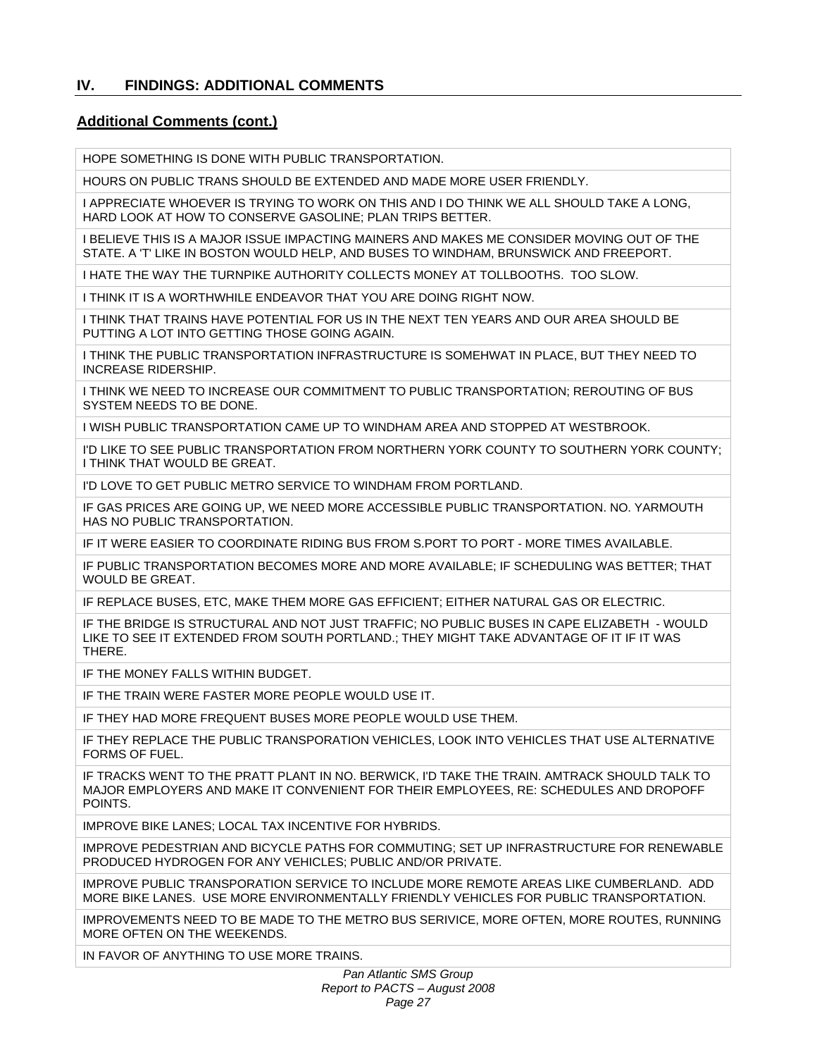## IV. FINDINGS: ADDITIONAL COMMENTS

### Additional Comments (cont.)

| |
|---|
| HOPE SOMETHING IS DONE WITH PUBLIC TRANSPORTATION. |
| HOURS ON PUBLIC TRANS SHOULD BE EXTENDED AND MADE MORE USER FRIENDLY. |
| I APPRECIATE WHOEVER IS TRYING TO WORK ON THIS AND I DO THINK WE ALL SHOULD TAKE A LONG, HARD LOOK AT HOW TO CONSERVE GASOLINE; PLAN TRIPS BETTER. |
| I BELIEVE THIS IS A MAJOR ISSUE IMPACTING MAINERS AND MAKES ME CONSIDER MOVING OUT OF THE STATE. A 'T' LIKE IN BOSTON WOULD HELP, AND BUSES TO WINDHAM, BRUNSWICK AND FREEPORT. |
| I HATE THE WAY THE TURNPIKE AUTHORITY COLLECTS MONEY AT TOLLBOOTHS. TOO SLOW. |
| I THINK IT IS A WORTHWHILE ENDEAVOR THAT YOU ARE DOING RIGHT NOW. |
| I THINK THAT TRAINS HAVE POTENTIAL FOR US IN THE NEXT TEN YEARS AND OUR AREA SHOULD BE PUTTING A LOT INTO GETTING THOSE GOING AGAIN. |
| I THINK THE PUBLIC TRANSPORTATION INFRASTRUCTURE IS SOMEHWAT IN PLACE, BUT THEY NEED TO INCREASE RIDERSHIP. |
| I THINK WE NEED TO INCREASE OUR COMMITMENT TO PUBLIC TRANSPORTATION; REROUTING OF BUS SYSTEM NEEDS TO BE DONE. |
| I WISH PUBLIC TRANSPORTATION CAME UP TO WINDHAM AREA AND STOPPED AT WESTBROOK. |
| I'D LIKE TO SEE PUBLIC TRANSPORTATION FROM NORTHERN YORK COUNTY TO SOUTHERN YORK COUNTY; I THINK THAT WOULD BE GREAT. |
| I'D LOVE TO GET PUBLIC METRO SERVICE TO WINDHAM FROM PORTLAND. |
| IF GAS PRICES ARE GOING UP, WE NEED MORE ACCESSIBLE PUBLIC TRANSPORTATION. NO. YARMOUTH HAS NO PUBLIC TRANSPORTATION. |
| IF IT WERE EASIER TO COORDINATE RIDING BUS FROM S.PORT TO PORT - MORE TIMES AVAILABLE. |
| IF PUBLIC TRANSPORTATION BECOMES MORE AND MORE AVAILABLE; IF SCHEDULING WAS BETTER; THAT WOULD BE GREAT. |
| IF REPLACE BUSES, ETC, MAKE THEM MORE GAS EFFICIENT; EITHER NATURAL GAS OR ELECTRIC. |
| IF THE BRIDGE IS STRUCTURAL AND NOT JUST TRAFFIC; NO PUBLIC BUSES IN CAPE ELIZABETH - WOULD LIKE TO SEE IT EXTENDED FROM SOUTH PORTLAND.; THEY MIGHT TAKE ADVANTAGE OF IT IF IT WAS THERE. |
| IF THE MONEY FALLS WITHIN BUDGET. |
| IF THE TRAIN WERE FASTER MORE PEOPLE WOULD USE IT. |
| IF THEY HAD MORE FREQUENT BUSES MORE PEOPLE WOULD USE THEM. |
| IF THEY REPLACE THE PUBLIC TRANSPORATION VEHICLES, LOOK INTO VEHICLES THAT USE ALTERNATIVE FORMS OF FUEL. |
| IF TRACKS WENT TO THE PRATT PLANT IN NO. BERWICK, I'D TAKE THE TRAIN. AMTRACK SHOULD TALK TO MAJOR EMPLOYERS AND MAKE IT CONVENIENT FOR THEIR EMPLOYEES, RE: SCHEDULES AND DROPOFF POINTS. |
| IMPROVE BIKE LANES; LOCAL TAX INCENTIVE FOR HYBRIDS. |
| IMPROVE PEDESTRIAN AND BICYCLE PATHS FOR COMMUTING; SET UP INFRASTRUCTURE FOR RENEWABLE PRODUCED HYDROGEN FOR ANY VEHICLES; PUBLIC AND/OR PRIVATE. |
| IMPROVE PUBLIC TRANSPORATION SERVICE TO INCLUDE MORE REMOTE AREAS LIKE CUMBERLAND. ADD MORE BIKE LANES. USE MORE ENVIRONMENTALLY FRIENDLY VEHICLES FOR PUBLIC TRANSPORTATION. |
| IMPROVEMENTS NEED TO BE MADE TO THE METRO BUS SERIVICE, MORE OFTEN, MORE ROUTES, RUNNING MORE OFTEN ON THE WEEKENDS. |
| IN FAVOR OF ANYTHING TO USE MORE TRAINS. |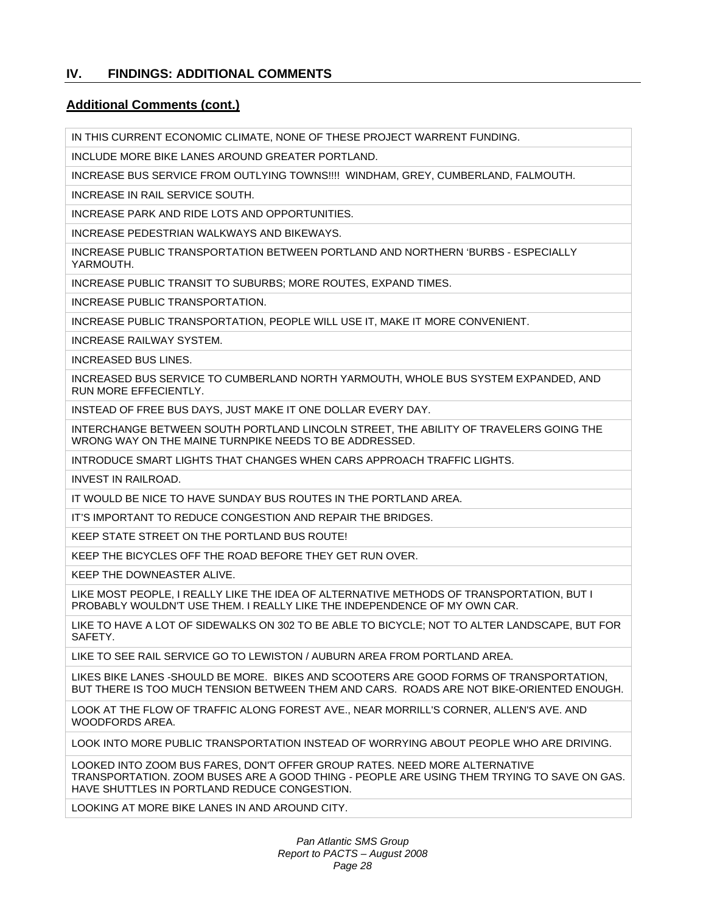## IV. FINDINGS: ADDITIONAL COMMENTS

### Additional Comments (cont.)

| |
|---|
| IN THIS CURRENT ECONOMIC CLIMATE, NONE OF THESE PROJECT WARRENT FUNDING. |
| INCLUDE MORE BIKE LANES AROUND GREATER PORTLAND. |
| INCREASE BUS SERVICE FROM OUTLYING TOWNS!!!! WINDHAM, GREY, CUMBERLAND, FALMOUTH. |
| INCREASE IN RAIL SERVICE SOUTH. |
| INCREASE PARK AND RIDE LOTS AND OPPORTUNITIES. |
| INCREASE PEDESTRIAN WALKWAYS AND BIKEWAYS. |
| INCREASE PUBLIC TRANSPORTATION BETWEEN PORTLAND AND NORTHERN 'BURBS - ESPECIALLY YARMOUTH. |
| INCREASE PUBLIC TRANSIT TO SUBURBS; MORE ROUTES, EXPAND TIMES. |
| INCREASE PUBLIC TRANSPORTATION. |
| INCREASE PUBLIC TRANSPORTATION, PEOPLE WILL USE IT, MAKE IT MORE CONVENIENT. |
| INCREASE RAILWAY SYSTEM. |
| INCREASED BUS LINES. |
| INCREASED BUS SERVICE TO CUMBERLAND NORTH YARMOUTH, WHOLE BUS SYSTEM EXPANDED, AND RUN MORE EFFECIENTLY. |
| INSTEAD OF FREE BUS DAYS, JUST MAKE IT ONE DOLLAR EVERY DAY. |
| INTERCHANGE BETWEEN SOUTH PORTLAND LINCOLN STREET, THE ABILITY OF TRAVELERS GOING THE WRONG WAY ON THE MAINE TURNPIKE NEEDS TO BE ADDRESSED. |
| INTRODUCE SMART LIGHTS THAT CHANGES WHEN CARS APPROACH TRAFFIC LIGHTS. |
| INVEST IN RAILROAD. |
| IT WOULD BE NICE TO HAVE SUNDAY BUS ROUTES IN THE PORTLAND AREA. |
| IT'S IMPORTANT TO REDUCE CONGESTION AND REPAIR THE BRIDGES. |
| KEEP STATE STREET ON THE PORTLAND BUS ROUTE! |
| KEEP THE BICYCLES OFF THE ROAD BEFORE THEY GET RUN OVER. |
| KEEP THE DOWNEASTER ALIVE. |
| LIKE MOST PEOPLE, I REALLY LIKE THE IDEA OF ALTERNATIVE METHODS OF TRANSPORTATION, BUT I PROBABLY WOULDN'T USE THEM. I REALLY LIKE THE INDEPENDENCE OF MY OWN CAR. |
| LIKE TO HAVE A LOT OF SIDEWALKS ON 302 TO BE ABLE TO BICYCLE; NOT TO ALTER LANDSCAPE, BUT FOR SAFETY. |
| LIKE TO SEE RAIL SERVICE GO TO LEWISTON / AUBURN AREA FROM PORTLAND AREA. |
| LIKES BIKE LANES -SHOULD BE MORE. BIKES AND SCOOTERS ARE GOOD FORMS OF TRANSPORTATION, BUT THERE IS TOO MUCH TENSION BETWEEN THEM AND CARS. ROADS ARE NOT BIKE-ORIENTED ENOUGH. |
| LOOK AT THE FLOW OF TRAFFIC ALONG FOREST AVE., NEAR MORRILL'S CORNER, ALLEN'S AVE. AND WOODFORDS AREA. |
| LOOK INTO MORE PUBLIC TRANSPORTATION INSTEAD OF WORRYING ABOUT PEOPLE WHO ARE DRIVING. |
| LOOKED INTO ZOOM BUS FARES, DON'T OFFER GROUP RATES. NEED MORE ALTERNATIVE TRANSPORTATION. ZOOM BUSES ARE A GOOD THING - PEOPLE ARE USING THEM TRYING TO SAVE ON GAS. HAVE SHUTTLES IN PORTLAND REDUCE CONGESTION. |
| LOOKING AT MORE BIKE LANES IN AND AROUND CITY. |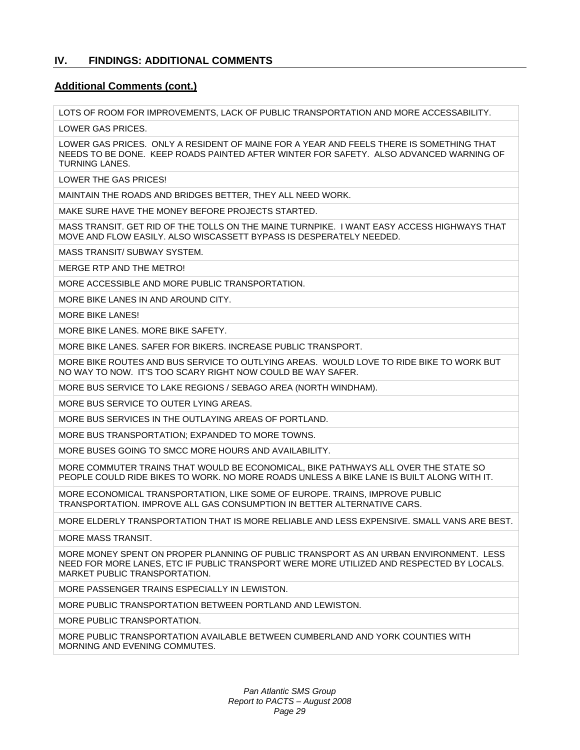## IV. FINDINGS: ADDITIONAL COMMENTS

### Additional Comments (cont.)

| |
|---|
| LOTS OF ROOM FOR IMPROVEMENTS, LACK OF PUBLIC TRANSPORTATION AND MORE ACCESSABILITY. |
| LOWER GAS PRICES. |
| LOWER GAS PRICES. ONLY A RESIDENT OF MAINE FOR A YEAR AND FEELS THERE IS SOMETHING THAT NEEDS TO BE DONE. KEEP ROADS PAINTED AFTER WINTER FOR SAFETY. ALSO ADVANCED WARNING OF TURNING LANES. |
| LOWER THE GAS PRICES! |
| MAINTAIN THE ROADS AND BRIDGES BETTER, THEY ALL NEED WORK. |
| MAKE SURE HAVE THE MONEY BEFORE PROJECTS STARTED. |
| MASS TRANSIT. GET RID OF THE TOLLS ON THE MAINE TURNPIKE. I WANT EASY ACCESS HIGHWAYS THAT MOVE AND FLOW EASILY. ALSO WISCASSETT BYPASS IS DESPERATELY NEEDED. |
| MASS TRANSIT/ SUBWAY SYSTEM. |
| MERGE RTP AND THE METRO! |
| MORE ACCESSIBLE AND MORE PUBLIC TRANSPORTATION. |
| MORE BIKE LANES IN AND AROUND CITY. |
| MORE BIKE LANES! |
| MORE BIKE LANES. MORE BIKE SAFETY. |
| MORE BIKE LANES. SAFER FOR BIKERS. INCREASE PUBLIC TRANSPORT. |
| MORE BIKE ROUTES AND BUS SERVICE TO OUTLYING AREAS. WOULD LOVE TO RIDE BIKE TO WORK BUT NO WAY TO NOW. IT'S TOO SCARY RIGHT NOW COULD BE WAY SAFER. |
| MORE BUS SERVICE TO LAKE REGIONS / SEBAGO AREA (NORTH WINDHAM). |
| MORE BUS SERVICE TO OUTER LYING AREAS. |
| MORE BUS SERVICES IN THE OUTLAYING AREAS OF PORTLAND. |
| MORE BUS TRANSPORTATION; EXPANDED TO MORE TOWNS. |
| MORE BUSES GOING TO SMCC MORE HOURS AND AVAILABILITY. |
| MORE COMMUTER TRAINS THAT WOULD BE ECONOMICAL, BIKE PATHWAYS ALL OVER THE STATE SO PEOPLE COULD RIDE BIKES TO WORK. NO MORE ROADS UNLESS A BIKE LANE IS BUILT ALONG WITH IT. |
| MORE ECONOMICAL TRANSPORTATION, LIKE SOME OF EUROPE. TRAINS, IMPROVE PUBLIC TRANSPORTATION. IMPROVE ALL GAS CONSUMPTION IN BETTER ALTERNATIVE CARS. |
| MORE ELDERLY TRANSPORTATION THAT IS MORE RELIABLE AND LESS EXPENSIVE. SMALL VANS ARE BEST. |
| MORE MASS TRANSIT. |
| MORE MONEY SPENT ON PROPER PLANNING OF PUBLIC TRANSPORT AS AN URBAN ENVIRONMENT. LESS NEED FOR MORE LANES, ETC IF PUBLIC TRANSPORT WERE MORE UTILIZED AND RESPECTED BY LOCALS. MARKET PUBLIC TRANSPORTATION. |
| MORE PASSENGER TRAINS ESPECIALLY IN LEWISTON. |
| MORE PUBLIC TRANSPORTATION BETWEEN PORTLAND AND LEWISTON. |
| MORE PUBLIC TRANSPORTATION. |
| MORE PUBLIC TRANSPORTATION AVAILABLE BETWEEN CUMBERLAND AND YORK COUNTIES WITH MORNING AND EVENING COMMUTES. |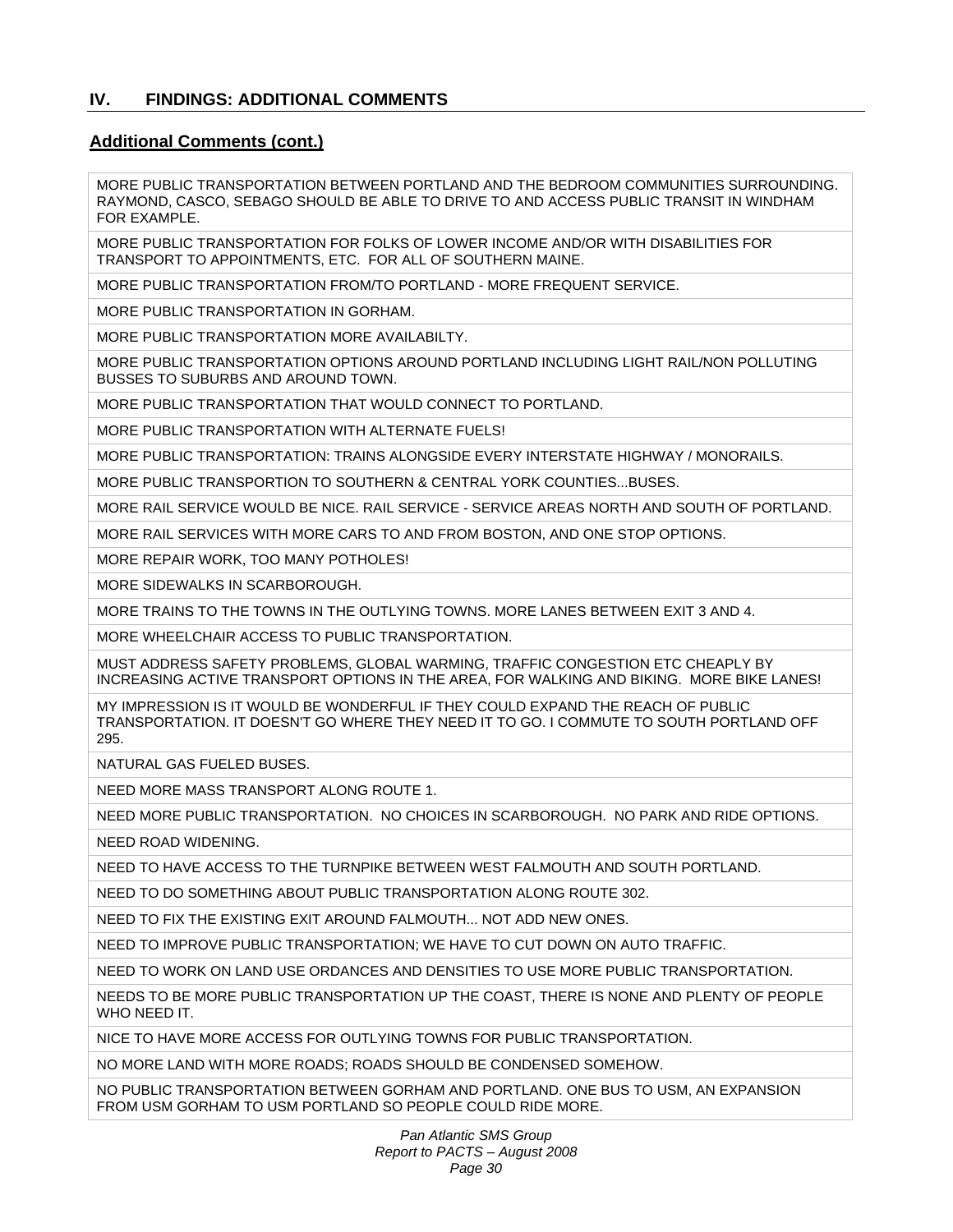## IV. FINDINGS: ADDITIONAL COMMENTS

### Additional Comments (cont.)

| |
|---|
| MORE PUBLIC TRANSPORTATION BETWEEN PORTLAND AND THE BEDROOM COMMUNITIES SURROUNDING. RAYMOND, CASCO, SEBAGO SHOULD BE ABLE TO DRIVE TO AND ACCESS PUBLIC TRANSIT IN WINDHAM FOR EXAMPLE. |
| MORE PUBLIC TRANSPORTATION FOR FOLKS OF LOWER INCOME AND/OR WITH DISABILITIES FOR TRANSPORT TO APPOINTMENTS, ETC. FOR ALL OF SOUTHERN MAINE. |
| MORE PUBLIC TRANSPORTATION FROM/TO PORTLAND - MORE FREQUENT SERVICE. |
| MORE PUBLIC TRANSPORTATION IN GORHAM. |
| MORE PUBLIC TRANSPORTATION MORE AVAILABILTY. |
| MORE PUBLIC TRANSPORTATION OPTIONS AROUND PORTLAND INCLUDING LIGHT RAIL/NON POLLUTING BUSSES TO SUBURBS AND AROUND TOWN. |
| MORE PUBLIC TRANSPORTATION THAT WOULD CONNECT TO PORTLAND. |
| MORE PUBLIC TRANSPORTATION WITH ALTERNATE FUELS! |
| MORE PUBLIC TRANSPORTATION: TRAINS ALONGSIDE EVERY INTERSTATE HIGHWAY / MONORAILS. |
| MORE PUBLIC TRANSPORTION TO SOUTHERN & CENTRAL YORK COUNTIES...BUSES. |
| MORE RAIL SERVICE WOULD BE NICE. RAIL SERVICE - SERVICE AREAS NORTH AND SOUTH OF PORTLAND. |
| MORE RAIL SERVICES WITH MORE CARS TO AND FROM BOSTON, AND ONE STOP OPTIONS. |
| MORE REPAIR WORK, TOO MANY POTHOLES! |
| MORE SIDEWALKS IN SCARBOROUGH. |
| MORE TRAINS TO THE TOWNS IN THE OUTLYING TOWNS. MORE LANES BETWEEN EXIT 3 AND 4. |
| MORE WHEELCHAIR ACCESS TO PUBLIC TRANSPORTATION. |
| MUST ADDRESS SAFETY PROBLEMS, GLOBAL WARMING, TRAFFIC CONGESTION ETC CHEAPLY BY INCREASING ACTIVE TRANSPORT OPTIONS IN THE AREA, FOR WALKING AND BIKING. MORE BIKE LANES! |
| MY IMPRESSION IS IT WOULD BE WONDERFUL IF THEY COULD EXPAND THE REACH OF PUBLIC TRANSPORTATION. IT DOESN'T GO WHERE THEY NEED IT TO GO. I COMMUTE TO SOUTH PORTLAND OFF 295. |
| NATURAL GAS FUELED BUSES. |
| NEED MORE MASS TRANSPORT ALONG ROUTE 1. |
| NEED MORE PUBLIC TRANSPORTATION. NO CHOICES IN SCARBOROUGH. NO PARK AND RIDE OPTIONS. |
| NEED ROAD WIDENING. |
| NEED TO HAVE ACCESS TO THE TURNPIKE BETWEEN WEST FALMOUTH AND SOUTH PORTLAND. |
| NEED TO DO SOMETHING ABOUT PUBLIC TRANSPORTATION ALONG ROUTE 302. |
| NEED TO FIX THE EXISTING EXIT AROUND FALMOUTH... NOT ADD NEW ONES. |
| NEED TO IMPROVE PUBLIC TRANSPORTATION; WE HAVE TO CUT DOWN ON AUTO TRAFFIC. |
| NEED TO WORK ON LAND USE ORDANCES AND DENSITIES TO USE MORE PUBLIC TRANSPORTATION. |
| NEEDS TO BE MORE PUBLIC TRANSPORTATION UP THE COAST, THERE IS NONE AND PLENTY OF PEOPLE WHO NEED IT. |
| NICE TO HAVE MORE ACCESS FOR OUTLYING TOWNS FOR PUBLIC TRANSPORTATION. |
| NO MORE LAND WITH MORE ROADS; ROADS SHOULD BE CONDENSED SOMEHOW. |
| NO PUBLIC TRANSPORTATION BETWEEN GORHAM AND PORTLAND. ONE BUS TO USM, AN EXPANSION FROM USM GORHAM TO USM PORTLAND SO PEOPLE COULD RIDE MORE. |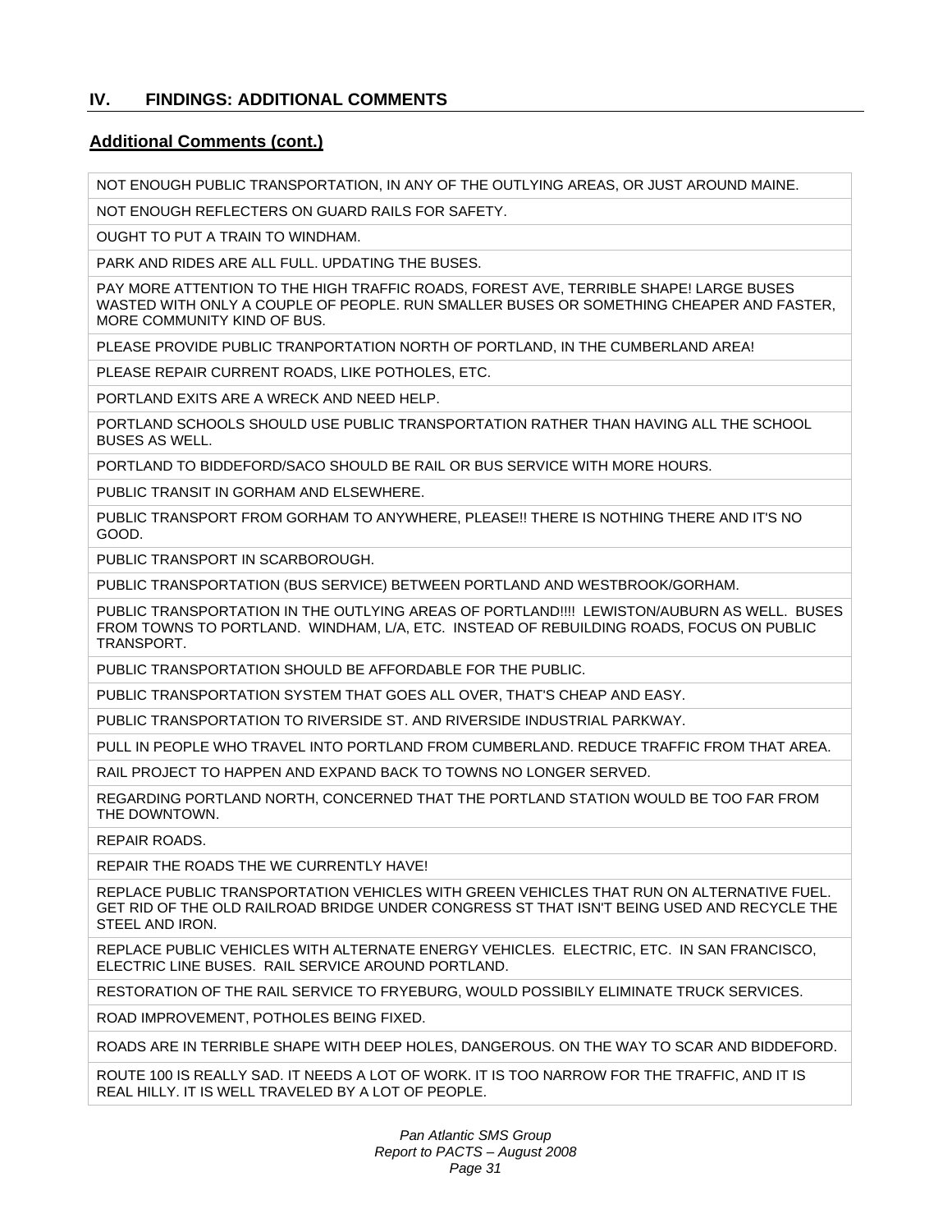## IV. FINDINGS: ADDITIONAL COMMENTS

### Additional Comments (cont.)

| |
|---|
| NOT ENOUGH PUBLIC TRANSPORTATION, IN ANY OF THE OUTLYING AREAS, OR JUST AROUND MAINE. |
| NOT ENOUGH REFLECTERS ON GUARD RAILS FOR SAFETY. |
| OUGHT TO PUT A TRAIN TO WINDHAM. |
| PARK AND RIDES ARE ALL FULL. UPDATING THE BUSES. |
| PAY MORE ATTENTION TO THE HIGH TRAFFIC ROADS, FOREST AVE, TERRIBLE SHAPE! LARGE BUSES WASTED WITH ONLY A COUPLE OF PEOPLE. RUN SMALLER BUSES OR SOMETHING CHEAPER AND FASTER, MORE COMMUNITY KIND OF BUS. |
| PLEASE PROVIDE PUBLIC TRANPORTATION NORTH OF PORTLAND, IN THE CUMBERLAND AREA! |
| PLEASE REPAIR CURRENT ROADS, LIKE POTHOLES, ETC. |
| PORTLAND EXITS ARE A WRECK AND NEED HELP. |
| PORTLAND SCHOOLS SHOULD USE PUBLIC TRANSPORTATION RATHER THAN HAVING ALL THE SCHOOL BUSES AS WELL. |
| PORTLAND TO BIDDEFORD/SACO SHOULD BE RAIL OR BUS SERVICE WITH MORE HOURS. |
| PUBLIC TRANSIT IN GORHAM AND ELSEWHERE. |
| PUBLIC TRANSPORT FROM GORHAM TO ANYWHERE, PLEASE!! THERE IS NOTHING THERE AND IT'S NO GOOD. |
| PUBLIC TRANSPORT IN SCARBOROUGH. |
| PUBLIC TRANSPORTATION (BUS SERVICE) BETWEEN PORTLAND AND WESTBROOK/GORHAM. |
| PUBLIC TRANSPORTATION IN THE OUTLYING AREAS OF PORTLAND!!!! LEWISTON/AUBURN AS WELL. BUSES FROM TOWNS TO PORTLAND. WINDHAM, L/A, ETC. INSTEAD OF REBUILDING ROADS, FOCUS ON PUBLIC TRANSPORT. |
| PUBLIC TRANSPORTATION SHOULD BE AFFORDABLE FOR THE PUBLIC. |
| PUBLIC TRANSPORTATION SYSTEM THAT GOES ALL OVER, THAT'S CHEAP AND EASY. |
| PUBLIC TRANSPORTATION TO RIVERSIDE ST. AND RIVERSIDE INDUSTRIAL PARKWAY. |
| PULL IN PEOPLE WHO TRAVEL INTO PORTLAND FROM CUMBERLAND. REDUCE TRAFFIC FROM THAT AREA. |
| RAIL PROJECT TO HAPPEN AND EXPAND BACK TO TOWNS NO LONGER SERVED. |
| REGARDING PORTLAND NORTH, CONCERNED THAT THE PORTLAND STATION WOULD BE TOO FAR FROM THE DOWNTOWN. |
| REPAIR ROADS. |
| REPAIR THE ROADS THE WE CURRENTLY HAVE! |
| REPLACE PUBLIC TRANSPORTATION VEHICLES WITH GREEN VEHICLES THAT RUN ON ALTERNATIVE FUEL. GET RID OF THE OLD RAILROAD BRIDGE UNDER CONGRESS ST THAT ISN'T BEING USED AND RECYCLE THE STEEL AND IRON. |
| REPLACE PUBLIC VEHICLES WITH ALTERNATE ENERGY VEHICLES. ELECTRIC, ETC. IN SAN FRANCISCO, ELECTRIC LINE BUSES. RAIL SERVICE AROUND PORTLAND. |
| RESTORATION OF THE RAIL SERVICE TO FRYEBURG, WOULD POSSIBILY ELIMINATE TRUCK SERVICES. |
| ROAD IMPROVEMENT, POTHOLES BEING FIXED. |
| ROADS ARE IN TERRIBLE SHAPE WITH DEEP HOLES, DANGEROUS. ON THE WAY TO SCAR AND BIDDEFORD. |
| ROUTE 100 IS REALLY SAD. IT NEEDS A LOT OF WORK. IT IS TOO NARROW FOR THE TRAFFIC, AND IT IS REAL HILLY. IT IS WELL TRAVELED BY A LOT OF PEOPLE. |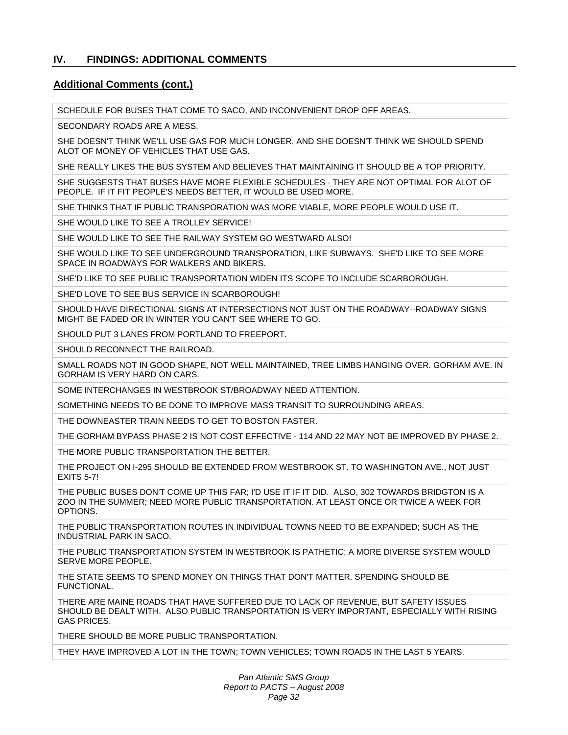## IV. FINDINGS: ADDITIONAL COMMENTS

### Additional Comments (cont.)

| |
|---|
| SCHEDULE FOR BUSES THAT COME TO SACO, AND INCONVENIENT DROP OFF AREAS. |
| SECONDARY ROADS ARE A MESS. |
| SHE DOESN'T THINK WE'LL USE GAS FOR MUCH LONGER, AND SHE DOESN'T THINK WE SHOULD SPEND ALOT OF MONEY OF VEHICLES THAT USE GAS. |
| SHE REALLY LIKES THE BUS SYSTEM AND BELIEVES THAT MAINTAINING IT SHOULD BE A TOP PRIORITY. |
| SHE SUGGESTS THAT BUSES HAVE MORE FLEXIBLE SCHEDULES - THEY ARE NOT OPTIMAL FOR ALOT OF PEOPLE. IF IT FIT PEOPLE'S NEEDS BETTER, IT WOULD BE USED MORE. |
| SHE THINKS THAT IF PUBLIC TRANSPORATION WAS MORE VIABLE, MORE PEOPLE WOULD USE IT. |
| SHE WOULD LIKE TO SEE A TROLLEY SERVICE! |
| SHE WOULD LIKE TO SEE THE RAILWAY SYSTEM GO WESTWARD ALSO! |
| SHE WOULD LIKE TO SEE UNDERGROUND TRANSPORATION, LIKE SUBWAYS. SHE'D LIKE TO SEE MORE SPACE IN ROADWAYS FOR WALKERS AND BIKERS. |
| SHE'D LIKE TO SEE PUBLIC TRANSPORTATION WIDEN ITS SCOPE TO INCLUDE SCARBOROUGH. |
| SHE'D LOVE TO SEE BUS SERVICE IN SCARBOROUGH! |
| SHOULD HAVE DIRECTIONAL SIGNS AT INTERSECTIONS NOT JUST ON THE ROADWAY--ROADWAY SIGNS MIGHT BE FADED OR IN WINTER YOU CAN'T SEE WHERE TO GO. |
| SHOULD PUT 3 LANES FROM PORTLAND TO FREEPORT. |
| SHOULD RECONNECT THE RAILROAD. |
| SMALL ROADS NOT IN GOOD SHAPE, NOT WELL MAINTAINED, TREE LIMBS HANGING OVER. GORHAM AVE. IN GORHAM IS VERY HARD ON CARS. |
| SOME INTERCHANGES IN WESTBROOK ST/BROADWAY NEED ATTENTION. |
| SOMETHING NEEDS TO BE DONE TO IMPROVE MASS TRANSIT TO SURROUNDING AREAS. |
| THE DOWNEASTER TRAIN NEEDS TO GET TO BOSTON FASTER. |
| THE GORHAM BYPASS PHASE 2 IS NOT COST EFFECTIVE - 114 AND 22 MAY NOT BE IMPROVED BY PHASE 2. |
| THE MORE PUBLIC TRANSPORTATION THE BETTER. |
| THE PROJECT ON I-295 SHOULD BE EXTENDED FROM WESTBROOK ST. TO WASHINGTON AVE., NOT JUST EXITS 5-7! |
| THE PUBLIC BUSES DON'T COME UP THIS FAR; I'D USE IT IF IT DID. ALSO, 302 TOWARDS BRIDGTON IS A ZOO IN THE SUMMER; NEED MORE PUBLIC TRANSPORTATION. AT LEAST ONCE OR TWICE A WEEK FOR OPTIONS. |
| THE PUBLIC TRANSPORTATION ROUTES IN INDIVIDUAL TOWNS NEED TO BE EXPANDED; SUCH AS THE INDUSTRIAL PARK IN SACO. |
| THE PUBLIC TRANSPORTATION SYSTEM IN WESTBROOK IS PATHETIC; A MORE DIVERSE SYSTEM WOULD SERVE MORE PEOPLE. |
| THE STATE SEEMS TO SPEND MONEY ON THINGS THAT DON'T MATTER. SPENDING SHOULD BE FUNCTIONAL. |
| THERE ARE MAINE ROADS THAT HAVE SUFFERED DUE TO LACK OF REVENUE, BUT SAFETY ISSUES SHOULD BE DEALT WITH. ALSO PUBLIC TRANSPORTATION IS VERY IMPORTANT, ESPECIALLY WITH RISING GAS PRICES. |
| THERE SHOULD BE MORE PUBLIC TRANSPORTATION. |
| THEY HAVE IMPROVED A LOT IN THE TOWN; TOWN VEHICLES; TOWN ROADS IN THE LAST 5 YEARS. |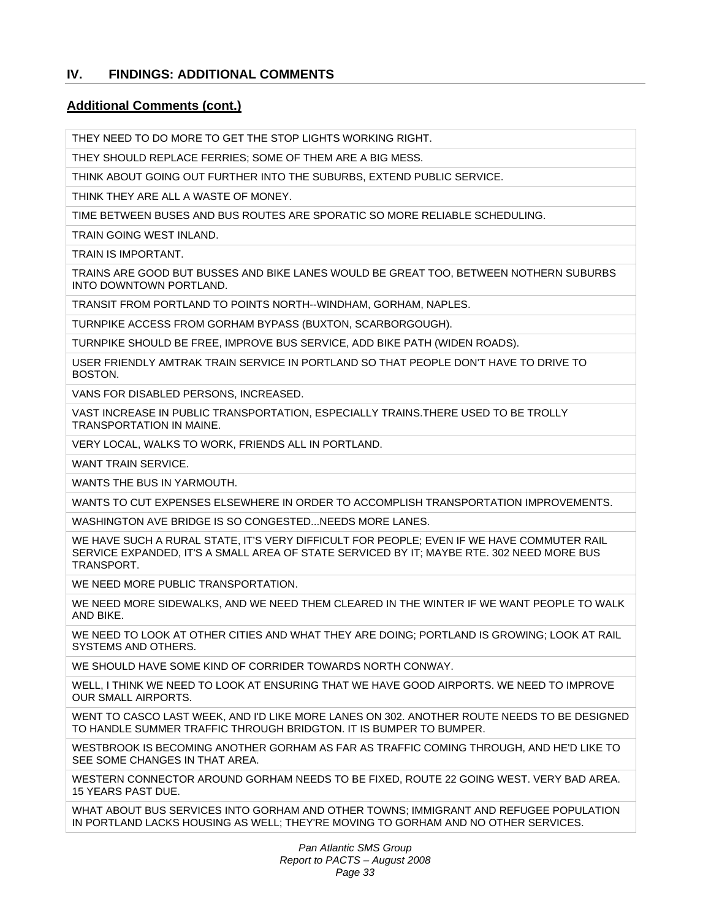## IV. FINDINGS: ADDITIONAL COMMENTS

### Additional Comments (cont.)

| |
|---|
| THEY NEED TO DO MORE TO GET THE STOP LIGHTS WORKING RIGHT. |
| THEY SHOULD REPLACE FERRIES; SOME OF THEM ARE A BIG MESS. |
| THINK ABOUT GOING OUT FURTHER INTO THE SUBURBS, EXTEND PUBLIC SERVICE. |
| THINK THEY ARE ALL A WASTE OF MONEY. |
| TIME BETWEEN BUSES AND BUS ROUTES ARE SPORATIC SO MORE RELIABLE SCHEDULING. |
| TRAIN GOING WEST INLAND. |
| TRAIN IS IMPORTANT. |
| TRAINS ARE GOOD BUT BUSSES AND BIKE LANES WOULD BE GREAT TOO, BETWEEN NOTHERN SUBURBS INTO DOWNTOWN PORTLAND. |
| TRANSIT FROM PORTLAND TO POINTS NORTH--WINDHAM, GORHAM, NAPLES. |
| TURNPIKE ACCESS FROM GORHAM BYPASS (BUXTON, SCARBORGOUGH). |
| TURNPIKE SHOULD BE FREE, IMPROVE BUS SERVICE, ADD BIKE PATH (WIDEN ROADS). |
| USER FRIENDLY AMTRAK TRAIN SERVICE IN PORTLAND SO THAT PEOPLE DON'T HAVE TO DRIVE TO BOSTON. |
| VANS FOR DISABLED PERSONS, INCREASED. |
| VAST INCREASE IN PUBLIC TRANSPORTATION, ESPECIALLY TRAINS.THERE USED TO BE TROLLY TRANSPORTATION IN MAINE. |
| VERY LOCAL, WALKS TO WORK, FRIENDS ALL IN PORTLAND. |
| WANT TRAIN SERVICE. |
| WANTS THE BUS IN YARMOUTH. |
| WANTS TO CUT EXPENSES ELSEWHERE IN ORDER TO ACCOMPLISH TRANSPORTATION IMPROVEMENTS. |
| WASHINGTON AVE BRIDGE IS SO CONGESTED...NEEDS MORE LANES. |
| WE HAVE SUCH A RURAL STATE, IT'S VERY DIFFICULT FOR PEOPLE; EVEN IF WE HAVE COMMUTER RAIL SERVICE EXPANDED, IT'S A SMALL AREA OF STATE SERVICED BY IT; MAYBE RTE. 302 NEED MORE BUS TRANSPORT. |
| WE NEED MORE PUBLIC TRANSPORTATION. |
| WE NEED MORE SIDEWALKS, AND WE NEED THEM CLEARED IN THE WINTER IF WE WANT PEOPLE TO WALK AND BIKE. |
| WE NEED TO LOOK AT OTHER CITIES AND WHAT THEY ARE DOING; PORTLAND IS GROWING; LOOK AT RAIL SYSTEMS AND OTHERS. |
| WE SHOULD HAVE SOME KIND OF CORRIDER TOWARDS NORTH CONWAY. |
| WELL, I THINK WE NEED TO LOOK AT ENSURING THAT WE HAVE GOOD AIRPORTS. WE NEED TO IMPROVE OUR SMALL AIRPORTS. |
| WENT TO CASCO LAST WEEK, AND I'D LIKE MORE LANES ON 302. ANOTHER ROUTE NEEDS TO BE DESIGNED TO HANDLE SUMMER TRAFFIC THROUGH BRIDGTON. IT IS BUMPER TO BUMPER. |
| WESTBROOK IS BECOMING ANOTHER GORHAM AS FAR AS TRAFFIC COMING THROUGH, AND HE'D LIKE TO SEE SOME CHANGES IN THAT AREA. |
| WESTERN CONNECTOR AROUND GORHAM NEEDS TO BE FIXED, ROUTE 22 GOING WEST. VERY BAD AREA. 15 YEARS PAST DUE. |
| WHAT ABOUT BUS SERVICES INTO GORHAM AND OTHER TOWNS; IMMIGRANT AND REFUGEE POPULATION IN PORTLAND LACKS HOUSING AS WELL; THEY'RE MOVING TO GORHAM AND NO OTHER SERVICES. |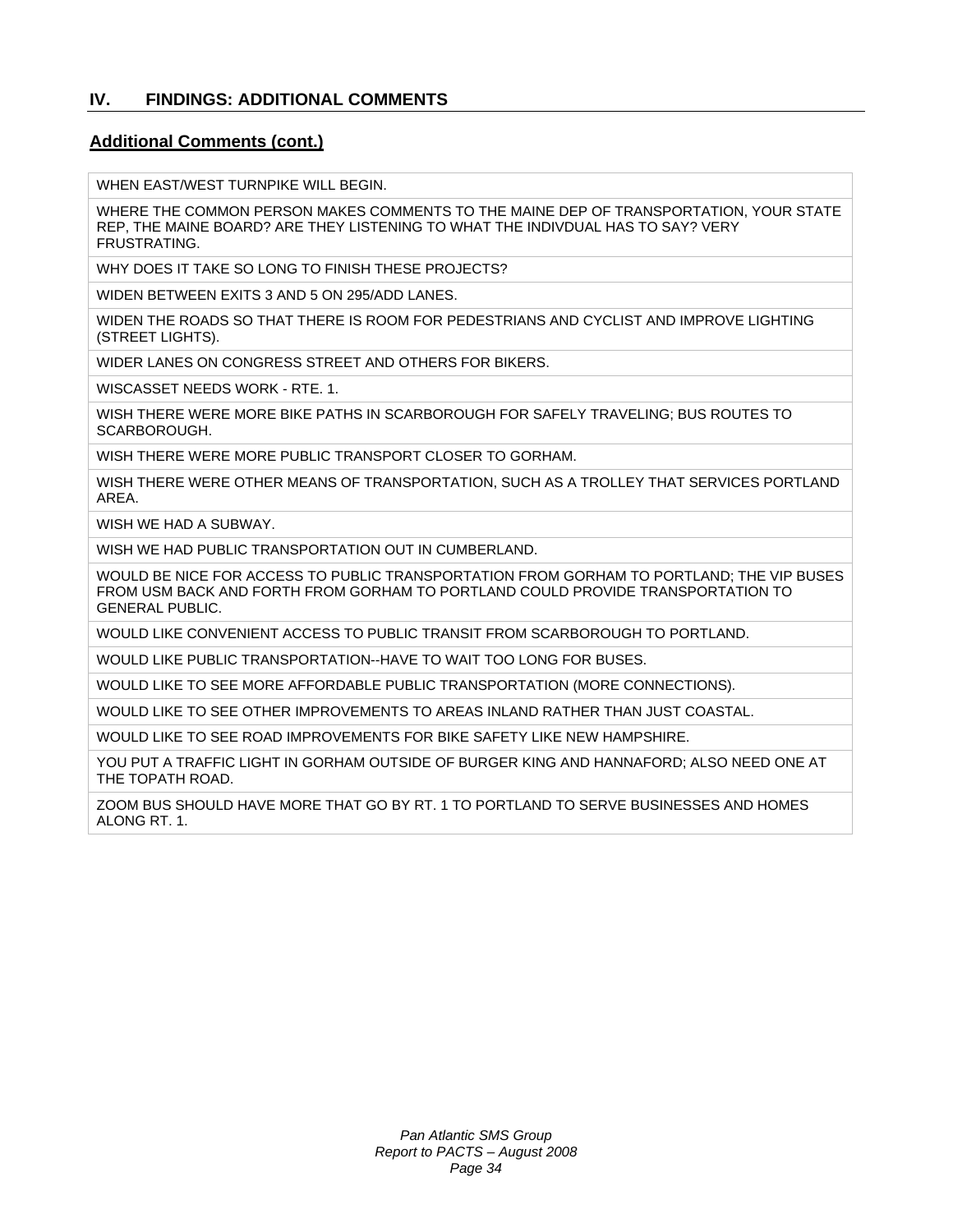## IV. FINDINGS: ADDITIONAL COMMENTS

### Additional Comments (cont.)

| |
|---|
| WHEN EAST/WEST TURNPIKE WILL BEGIN. |
| WHERE THE COMMON PERSON MAKES COMMENTS TO THE MAINE DEP OF TRANSPORTATION, YOUR STATE REP, THE MAINE BOARD? ARE THEY LISTENING TO WHAT THE INDIVDUAL HAS TO SAY? VERY FRUSTRATING. |
| WHY DOES IT TAKE SO LONG TO FINISH THESE PROJECTS? |
| WIDEN BETWEEN EXITS 3 AND 5 ON 295/ADD LANES. |
| WIDEN THE ROADS SO THAT THERE IS ROOM FOR PEDESTRIANS AND CYCLIST AND IMPROVE LIGHTING (STREET LIGHTS). |
| WIDER LANES ON CONGRESS STREET AND OTHERS FOR BIKERS. |
| WISCASSET NEEDS WORK - RTE. 1. |
| WISH THERE WERE MORE BIKE PATHS IN SCARBOROUGH FOR SAFELY TRAVELING; BUS ROUTES TO SCARBOROUGH. |
| WISH THERE WERE MORE PUBLIC TRANSPORT CLOSER TO GORHAM. |
| WISH THERE WERE OTHER MEANS OF TRANSPORTATION, SUCH AS A TROLLEY THAT SERVICES PORTLAND AREA. |
| WISH WE HAD A SUBWAY. |
| WISH WE HAD PUBLIC TRANSPORTATION OUT IN CUMBERLAND. |
| WOULD BE NICE FOR ACCESS TO PUBLIC TRANSPORTATION FROM GORHAM TO PORTLAND; THE VIP BUSES FROM USM BACK AND FORTH FROM GORHAM TO PORTLAND COULD PROVIDE TRANSPORTATION TO GENERAL PUBLIC. |
| WOULD LIKE CONVENIENT ACCESS TO PUBLIC TRANSIT FROM SCARBOROUGH TO PORTLAND. |
| WOULD LIKE PUBLIC TRANSPORTATION--HAVE TO WAIT TOO LONG FOR BUSES. |
| WOULD LIKE TO SEE MORE AFFORDABLE PUBLIC TRANSPORTATION (MORE CONNECTIONS). |
| WOULD LIKE TO SEE OTHER IMPROVEMENTS TO AREAS INLAND RATHER THAN JUST COASTAL. |
| WOULD LIKE TO SEE ROAD IMPROVEMENTS FOR BIKE SAFETY LIKE NEW HAMPSHIRE. |
| YOU PUT A TRAFFIC LIGHT IN GORHAM OUTSIDE OF BURGER KING AND HANNAFORD; ALSO NEED ONE AT THE TOPATH ROAD. |
| ZOOM BUS SHOULD HAVE MORE THAT GO BY RT. 1 TO PORTLAND TO SERVE BUSINESSES AND HOMES ALONG RT. 1. |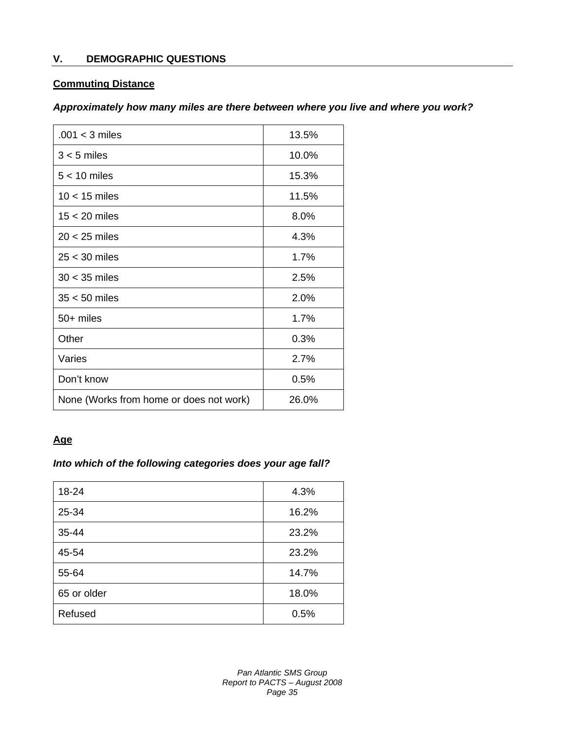## V. DEMOGRAPHIC QUESTIONS

### Commuting Distance

***Approximately how many miles are there between where you live and where you work?***

| | |
|---|---|
| .001 < 3 miles | 13.5% |
| 3 < 5 miles | 10.0% |
| 5 < 10 miles | 15.3% |
| 10 < 15 miles | 11.5% |
| 15 < 20 miles | 8.0% |
| 20 < 25 miles | 4.3% |
| 25 < 30 miles | 1.7% |
| 30 < 35 miles | 2.5% |
| 35 < 50 miles | 2.0% |
| 50+ miles | 1.7% |
| Other | 0.3% |
| Varies | 2.7% |
| Don't know | 0.5% |
| None (Works from home or does not work) | 26.0% |

### Age

***Into which of the following categories does your age fall?***

| | |
|---|---|
| 18-24 | 4.3% |
| 25-34 | 16.2% |
| 35-44 | 23.2% |
| 45-54 | 23.2% |
| 55-64 | 14.7% |
| 65 or older | 18.0% |
| Refused | 0.5% |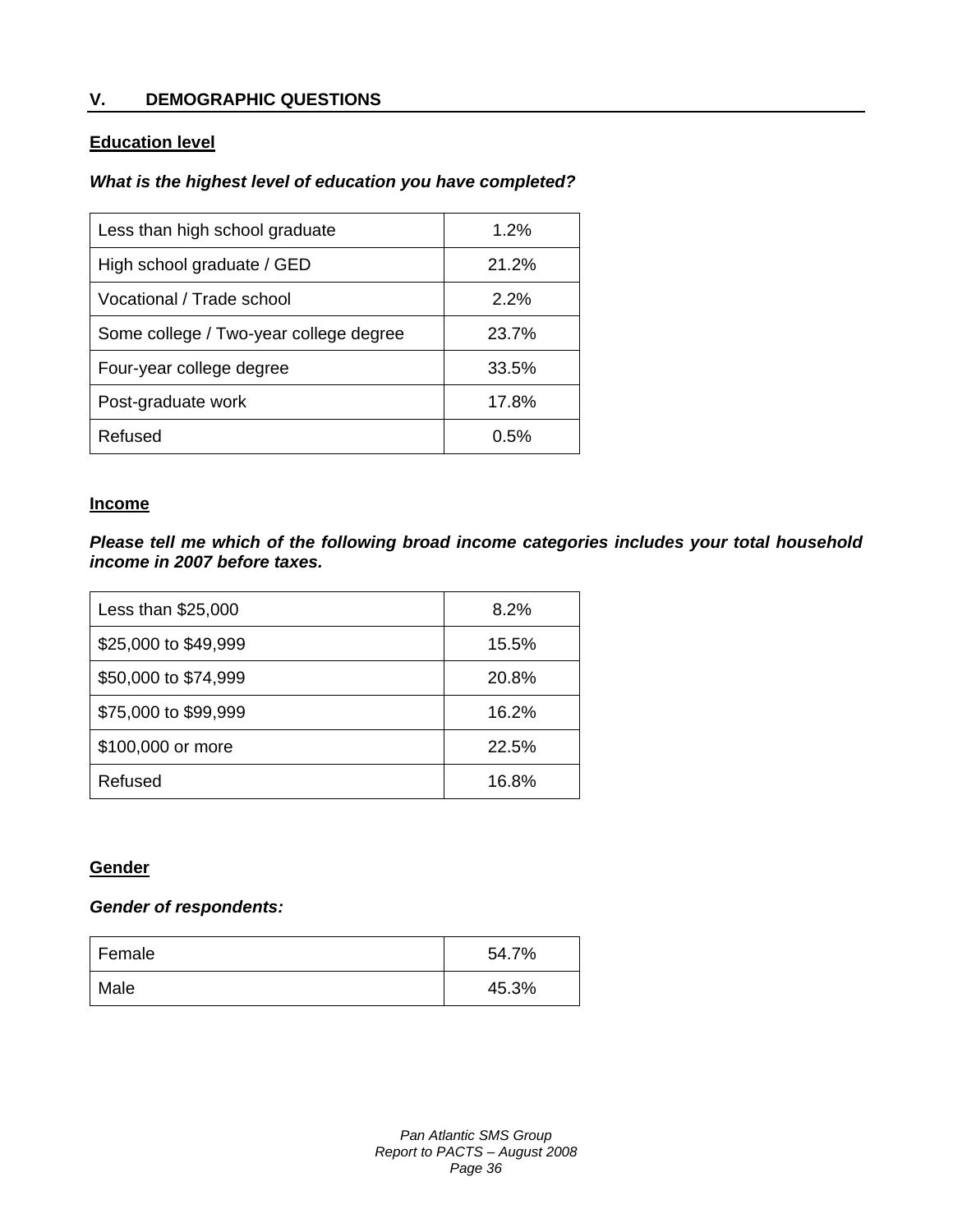## V. DEMOGRAPHIC QUESTIONS

### Education level

***What is the highest level of education you have completed?***

| | |
|---|---|
| Less than high school graduate | 1.2% |
| High school graduate / GED | 21.2% |
| Vocational / Trade school | 2.2% |
| Some college / Two-year college degree | 23.7% |
| Four-year college degree | 33.5% |
| Post-graduate work | 17.8% |
| Refused | 0.5% |

### Income

***Please tell me which of the following broad income categories includes your total household income in 2007 before taxes.***

| | |
|---|---|
| Less than $25,000 | 8.2% |
| $25,000 to $49,999 | 15.5% |
| $50,000 to $74,999 | 20.8% |
| $75,000 to $99,999 | 16.2% |
| $100,000 or more | 22.5% |
| Refused | 16.8% |

### Gender

***Gender of respondents:***

| | |
|---|---|
| Female | 54.7% |
| Male | 45.3% |